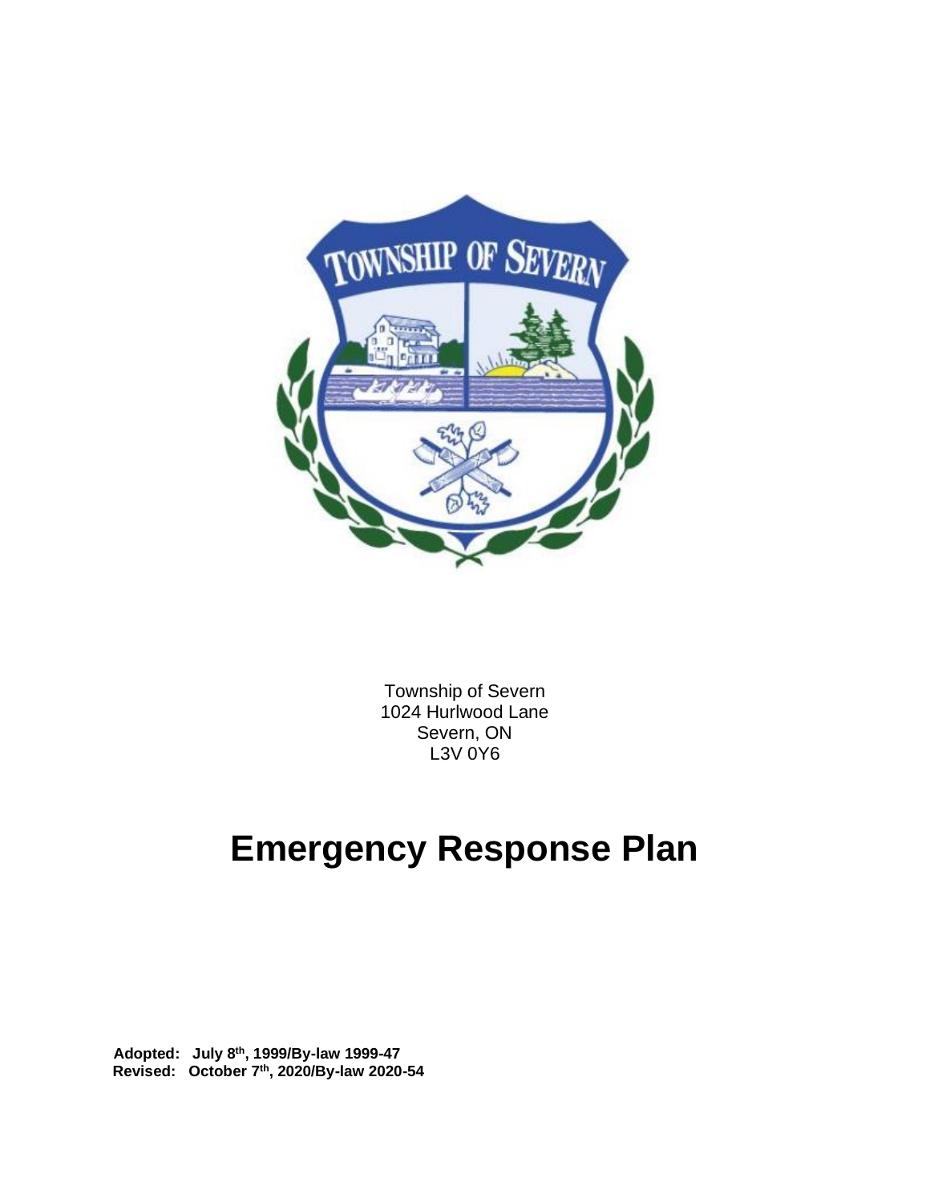Township of Severn
1024 Hurlwood Lane
Severn, ON
L3V 0Y6

# Emergency Response Plan

**Adopted: July 8th, 1999/By-law 1999-47**
**Revised: October 7th, 2020/By-law 2020-54**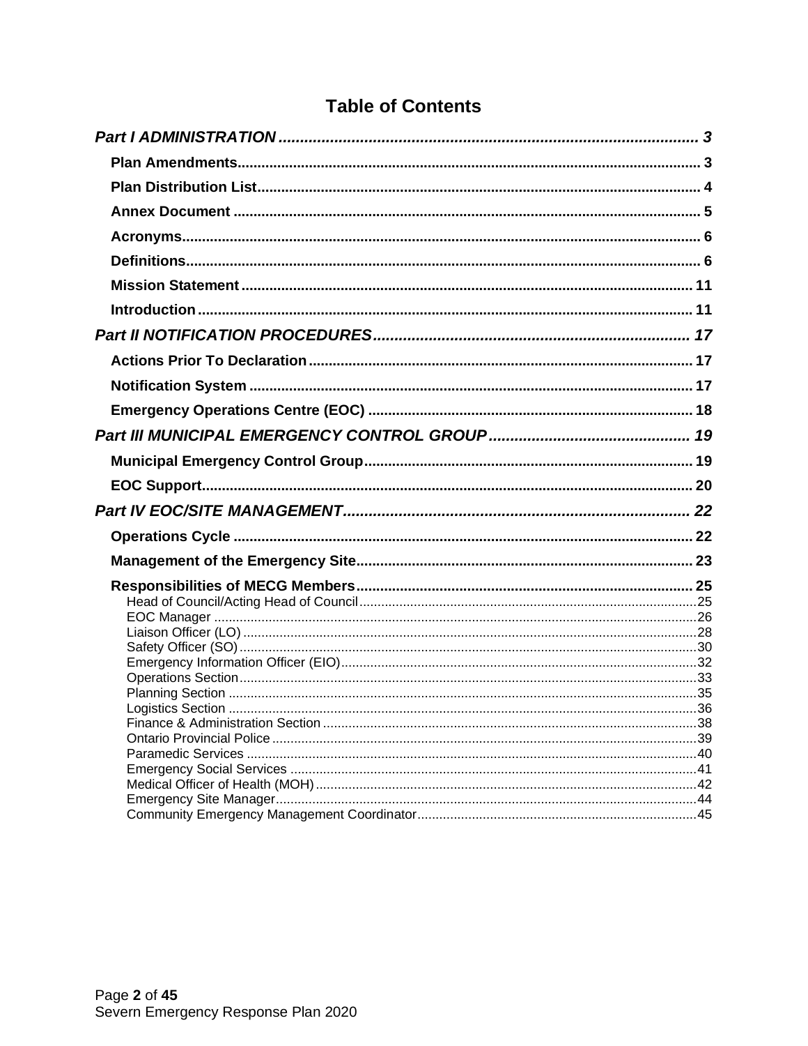# Table of Contents

***Part I ADMINISTRATION*** ........................................................................................ 3

- **Plan Amendments** ........................................................................................ 3
- **Plan Distribution List** ........................................................................................ 4
- **Annex Document** ........................................................................................ 5
- **Acronyms** ........................................................................................ 6
- **Definitions** ........................................................................................ 6
- **Mission Statement** ........................................................................................ 11
- **Introduction** ........................................................................................ 11

***Part II NOTIFICATION PROCEDURES*** ........................................................................................ 17

- **Actions Prior To Declaration** ........................................................................................ 17
- **Notification System** ........................................................................................ 17
- **Emergency Operations Centre (EOC)** ........................................................................................ 18

***Part III MUNICIPAL EMERGENCY CONTROL GROUP*** ........................................................................................ 19

- **Municipal Emergency Control Group** ........................................................................................ 19
- **EOC Support** ........................................................................................ 20

***Part IV EOC/SITE MANAGEMENT*** ........................................................................................ 22

- **Operations Cycle** ........................................................................................ 22
- **Management of the Emergency Site** ........................................................................................ 23
- **Responsibilities of MECG Members** ........................................................................................ 25
  - Head of Council/Acting Head of Council ........................................................................................ 25
  - EOC Manager ........................................................................................ 26
  - Liaison Officer (LO) ........................................................................................ 28
  - Safety Officer (SO) ........................................................................................ 30
  - Emergency Information Officer (EIO) ........................................................................................ 32
  - Operations Section ........................................................................................ 33
  - Planning Section ........................................................................................ 35
  - Logistics Section ........................................................................................ 36
  - Finance & Administration Section ........................................................................................ 38
  - Ontario Provincial Police ........................................................................................ 39
  - Paramedic Services ........................................................................................ 40
  - Emergency Social Services ........................................................................................ 41
  - Medical Officer of Health (MOH) ........................................................................................ 42
  - Emergency Site Manager ........................................................................................ 44
  - Community Emergency Management Coordinator ........................................................................................ 45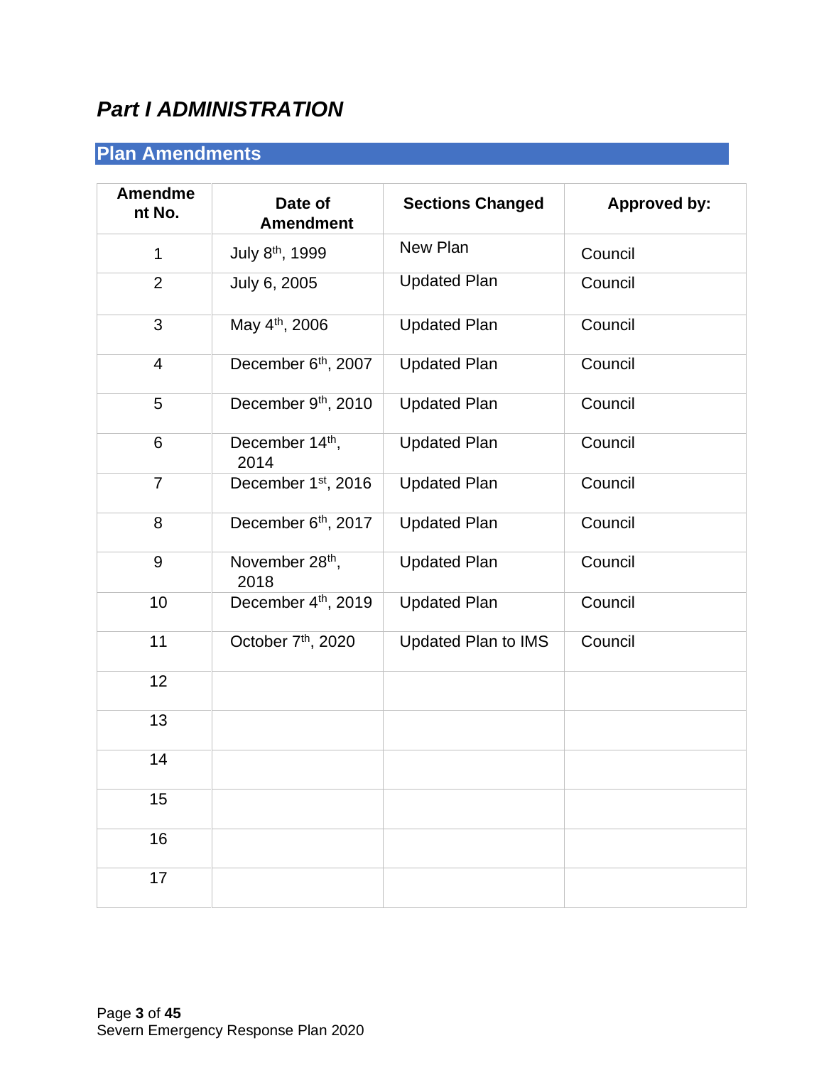# *Part I ADMINISTRATION*

## Plan Amendments

| Amendment No. | Date of Amendment | Sections Changed | Approved by: |
|---|---|---|---|
| 1 | July 8th, 1999 | New Plan | Council |
| 2 | July 6, 2005 | Updated Plan | Council |
| 3 | May 4th, 2006 | Updated Plan | Council |
| 4 | December 6th, 2007 | Updated Plan | Council |
| 5 | December 9th, 2010 | Updated Plan | Council |
| 6 | December 14th, 2014 | Updated Plan | Council |
| 7 | December 1st, 2016 | Updated Plan | Council |
| 8 | December 6th, 2017 | Updated Plan | Council |
| 9 | November 28th, 2018 | Updated Plan | Council |
| 10 | December 4th, 2019 | Updated Plan | Council |
| 11 | October 7th, 2020 | Updated Plan to IMS | Council |
| 12 | | | |
| 13 | | | |
| 14 | | | |
| 15 | | | |
| 16 | | | |
| 17 | | | |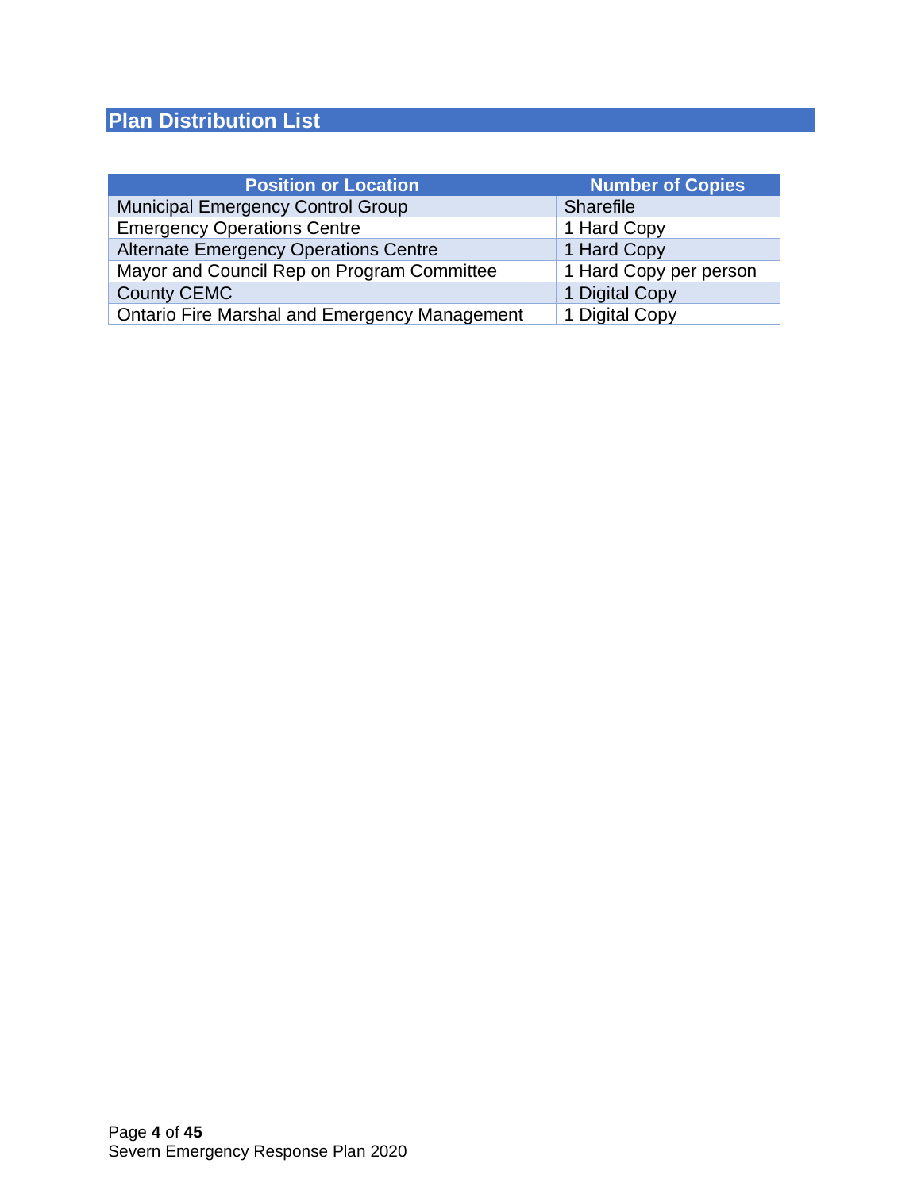## Plan Distribution List

| Position or Location | Number of Copies |
| --- | --- |
| Municipal Emergency Control Group | Sharefile |
| Emergency Operations Centre | 1 Hard Copy |
| Alternate Emergency Operations Centre | 1 Hard Copy |
| Mayor and Council Rep on Program Committee | 1 Hard Copy per person |
| County CEMC | 1 Digital Copy |
| Ontario Fire Marshal and Emergency Management | 1 Digital Copy |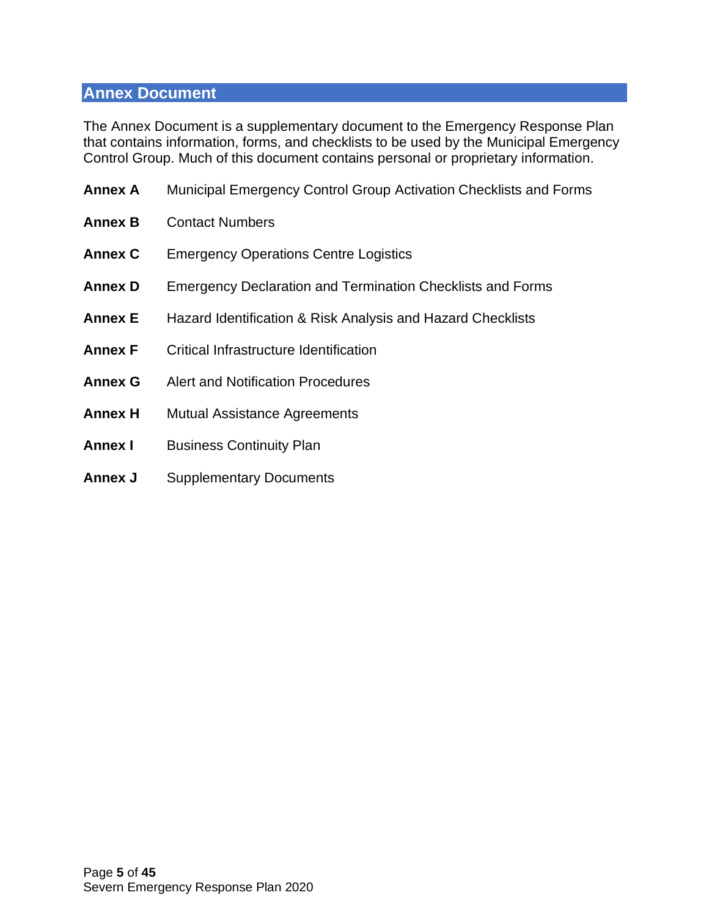## Annex Document

The Annex Document is a supplementary document to the Emergency Response Plan that contains information, forms, and checklists to be used by the Municipal Emergency Control Group. Much of this document contains personal or proprietary information.

**Annex A** Municipal Emergency Control Group Activation Checklists and Forms

**Annex B** Contact Numbers

**Annex C** Emergency Operations Centre Logistics

**Annex D** Emergency Declaration and Termination Checklists and Forms

**Annex E** Hazard Identification & Risk Analysis and Hazard Checklists

**Annex F** Critical Infrastructure Identification

**Annex G** Alert and Notification Procedures

**Annex H** Mutual Assistance Agreements

**Annex I** Business Continuity Plan

**Annex J** Supplementary Documents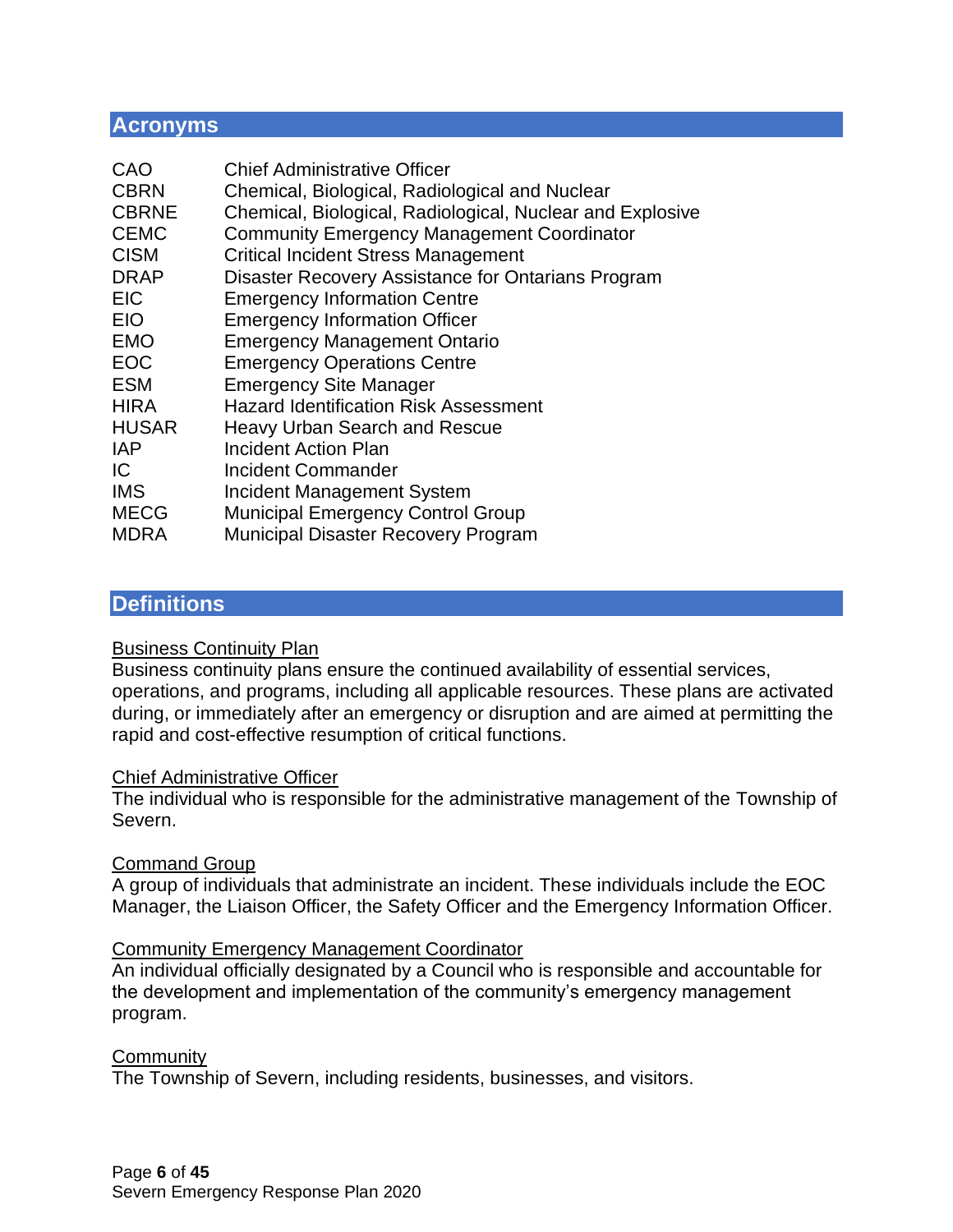## Acronyms

| | |
|---|---|
| CAO | Chief Administrative Officer |
| CBRN | Chemical, Biological, Radiological and Nuclear |
| CBRNE | Chemical, Biological, Radiological, Nuclear and Explosive |
| CEMC | Community Emergency Management Coordinator |
| CISM | Critical Incident Stress Management |
| DRAP | Disaster Recovery Assistance for Ontarians Program |
| EIC | Emergency Information Centre |
| EIO | Emergency Information Officer |
| EMO | Emergency Management Ontario |
| EOC | Emergency Operations Centre |
| ESM | Emergency Site Manager |
| HIRA | Hazard Identification Risk Assessment |
| HUSAR | Heavy Urban Search and Rescue |
| IAP | Incident Action Plan |
| IC | Incident Commander |
| IMS | Incident Management System |
| MECG | Municipal Emergency Control Group |
| MDRA | Municipal Disaster Recovery Program |

## Definitions

Business Continuity Plan
Business continuity plans ensure the continued availability of essential services, operations, and programs, including all applicable resources. These plans are activated during, or immediately after an emergency or disruption and are aimed at permitting the rapid and cost-effective resumption of critical functions.

Chief Administrative Officer
The individual who is responsible for the administrative management of the Township of Severn.

Command Group
A group of individuals that administrate an incident. These individuals include the EOC Manager, the Liaison Officer, the Safety Officer and the Emergency Information Officer.

Community Emergency Management Coordinator
An individual officially designated by a Council who is responsible and accountable for the development and implementation of the community's emergency management program.

Community
The Township of Severn, including residents, businesses, and visitors.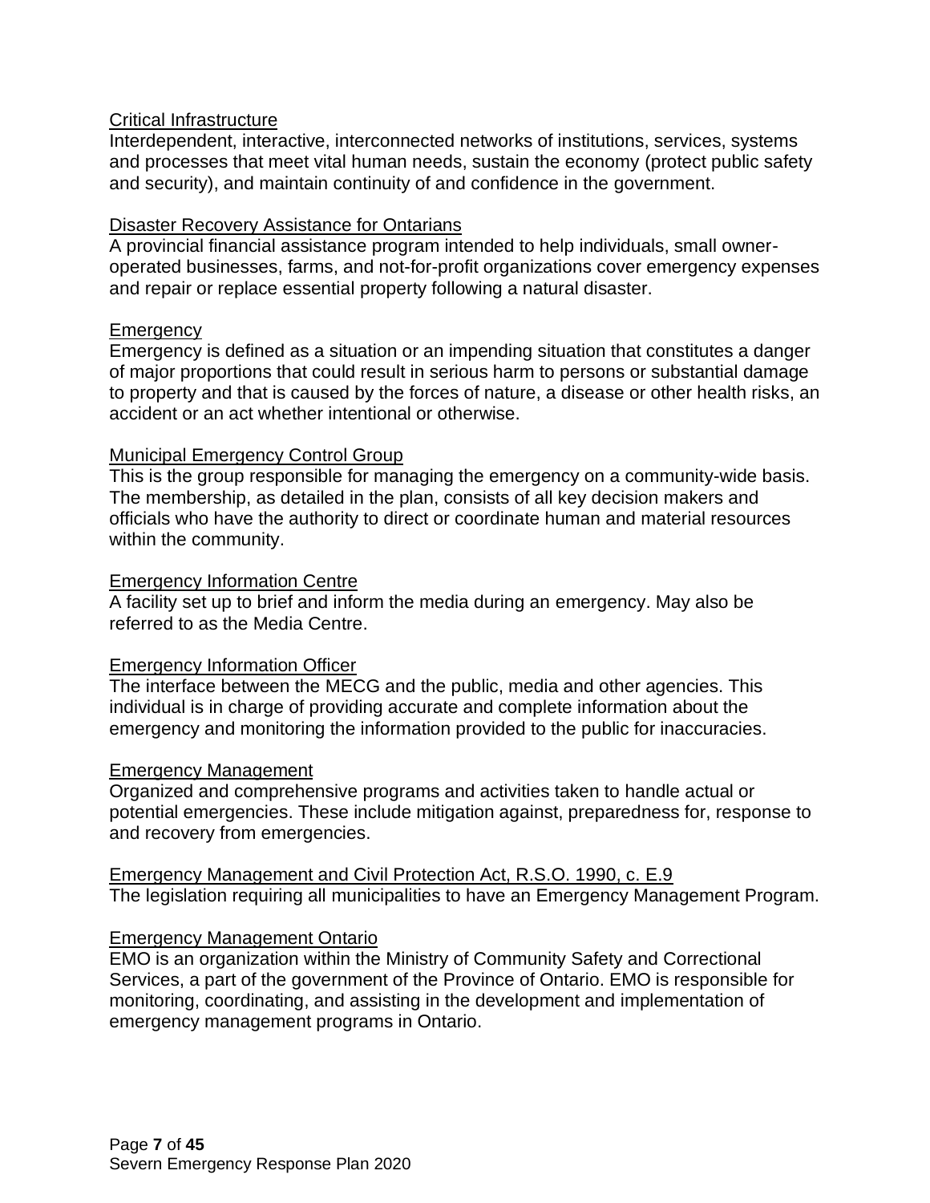Critical Infrastructure
Interdependent, interactive, interconnected networks of institutions, services, systems and processes that meet vital human needs, sustain the economy (protect public safety and security), and maintain continuity of and confidence in the government.

Disaster Recovery Assistance for Ontarians
A provincial financial assistance program intended to help individuals, small owner-operated businesses, farms, and not-for-profit organizations cover emergency expenses and repair or replace essential property following a natural disaster.

Emergency
Emergency is defined as a situation or an impending situation that constitutes a danger of major proportions that could result in serious harm to persons or substantial damage to property and that is caused by the forces of nature, a disease or other health risks, an accident or an act whether intentional or otherwise.

Municipal Emergency Control Group
This is the group responsible for managing the emergency on a community-wide basis. The membership, as detailed in the plan, consists of all key decision makers and officials who have the authority to direct or coordinate human and material resources within the community.

Emergency Information Centre
A facility set up to brief and inform the media during an emergency. May also be referred to as the Media Centre.

Emergency Information Officer
The interface between the MECG and the public, media and other agencies. This individual is in charge of providing accurate and complete information about the emergency and monitoring the information provided to the public for inaccuracies.

Emergency Management
Organized and comprehensive programs and activities taken to handle actual or potential emergencies. These include mitigation against, preparedness for, response to and recovery from emergencies.

Emergency Management and Civil Protection Act, R.S.O. 1990, c. E.9
The legislation requiring all municipalities to have an Emergency Management Program.

Emergency Management Ontario
EMO is an organization within the Ministry of Community Safety and Correctional Services, a part of the government of the Province of Ontario. EMO is responsible for monitoring, coordinating, and assisting in the development and implementation of emergency management programs in Ontario.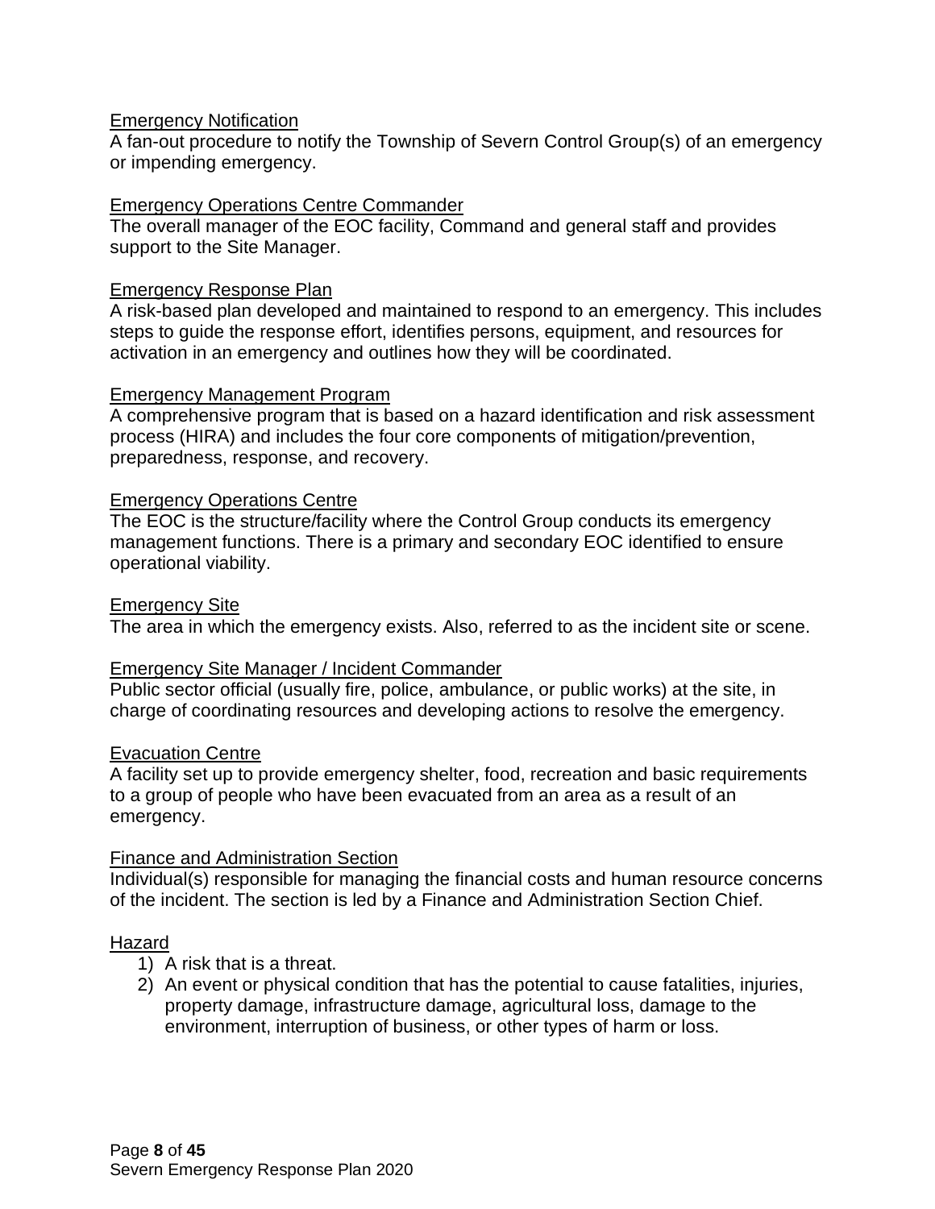Emergency Notification

A fan-out procedure to notify the Township of Severn Control Group(s) of an emergency or impending emergency.

Emergency Operations Centre Commander

The overall manager of the EOC facility, Command and general staff and provides support to the Site Manager.

Emergency Response Plan

A risk-based plan developed and maintained to respond to an emergency. This includes steps to guide the response effort, identifies persons, equipment, and resources for activation in an emergency and outlines how they will be coordinated.

Emergency Management Program

A comprehensive program that is based on a hazard identification and risk assessment process (HIRA) and includes the four core components of mitigation/prevention, preparedness, response, and recovery.

Emergency Operations Centre

The EOC is the structure/facility where the Control Group conducts its emergency management functions. There is a primary and secondary EOC identified to ensure operational viability.

Emergency Site

The area in which the emergency exists. Also, referred to as the incident site or scene.

Emergency Site Manager / Incident Commander

Public sector official (usually fire, police, ambulance, or public works) at the site, in charge of coordinating resources and developing actions to resolve the emergency.

Evacuation Centre

A facility set up to provide emergency shelter, food, recreation and basic requirements to a group of people who have been evacuated from an area as a result of an emergency.

Finance and Administration Section

Individual(s) responsible for managing the financial costs and human resource concerns of the incident. The section is led by a Finance and Administration Section Chief.

Hazard

1) A risk that is a threat.
2) An event or physical condition that has the potential to cause fatalities, injuries, property damage, infrastructure damage, agricultural loss, damage to the environment, interruption of business, or other types of harm or loss.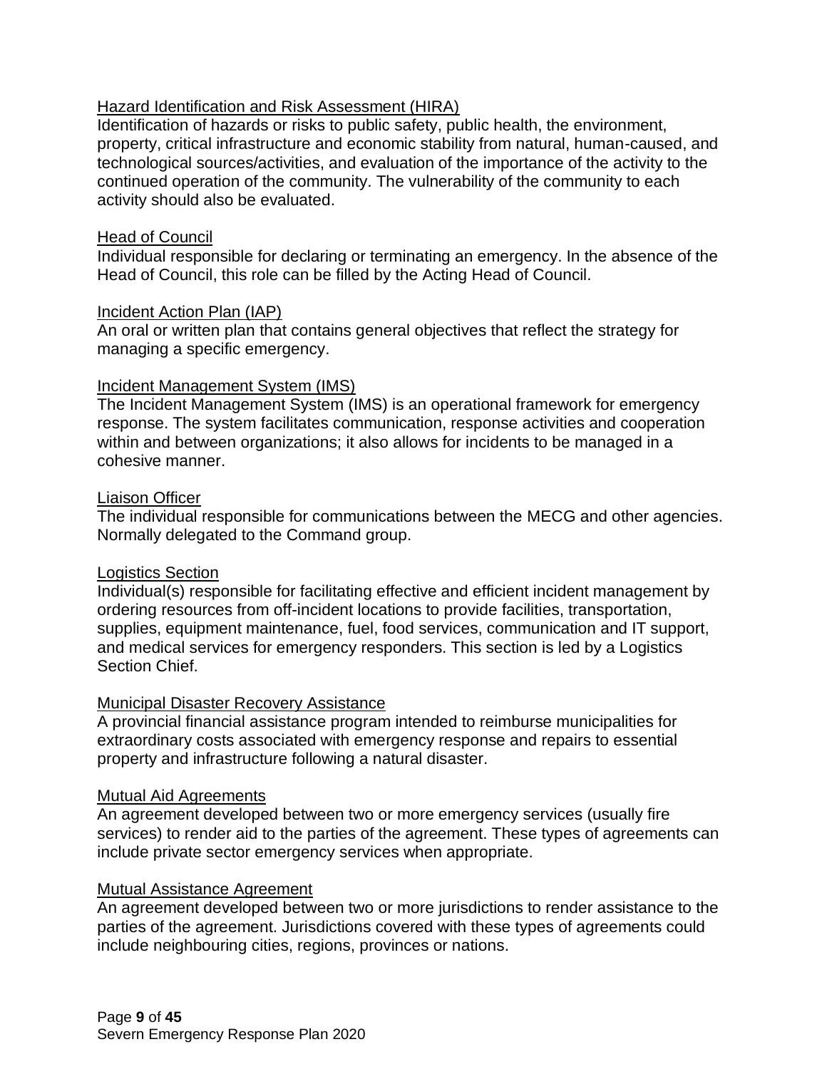Hazard Identification and Risk Assessment (HIRA)

Identification of hazards or risks to public safety, public health, the environment, property, critical infrastructure and economic stability from natural, human-caused, and technological sources/activities, and evaluation of the importance of the activity to the continued operation of the community. The vulnerability of the community to each activity should also be evaluated.

Head of Council

Individual responsible for declaring or terminating an emergency. In the absence of the Head of Council, this role can be filled by the Acting Head of Council.

Incident Action Plan (IAP)

An oral or written plan that contains general objectives that reflect the strategy for managing a specific emergency.

Incident Management System (IMS)

The Incident Management System (IMS) is an operational framework for emergency response. The system facilitates communication, response activities and cooperation within and between organizations; it also allows for incidents to be managed in a cohesive manner.

Liaison Officer

The individual responsible for communications between the MECG and other agencies. Normally delegated to the Command group.

Logistics Section

Individual(s) responsible for facilitating effective and efficient incident management by ordering resources from off-incident locations to provide facilities, transportation, supplies, equipment maintenance, fuel, food services, communication and IT support, and medical services for emergency responders. This section is led by a Logistics Section Chief.

Municipal Disaster Recovery Assistance

A provincial financial assistance program intended to reimburse municipalities for extraordinary costs associated with emergency response and repairs to essential property and infrastructure following a natural disaster.

Mutual Aid Agreements

An agreement developed between two or more emergency services (usually fire services) to render aid to the parties of the agreement. These types of agreements can include private sector emergency services when appropriate.

Mutual Assistance Agreement

An agreement developed between two or more jurisdictions to render assistance to the parties of the agreement. Jurisdictions covered with these types of agreements could include neighbouring cities, regions, provinces or nations.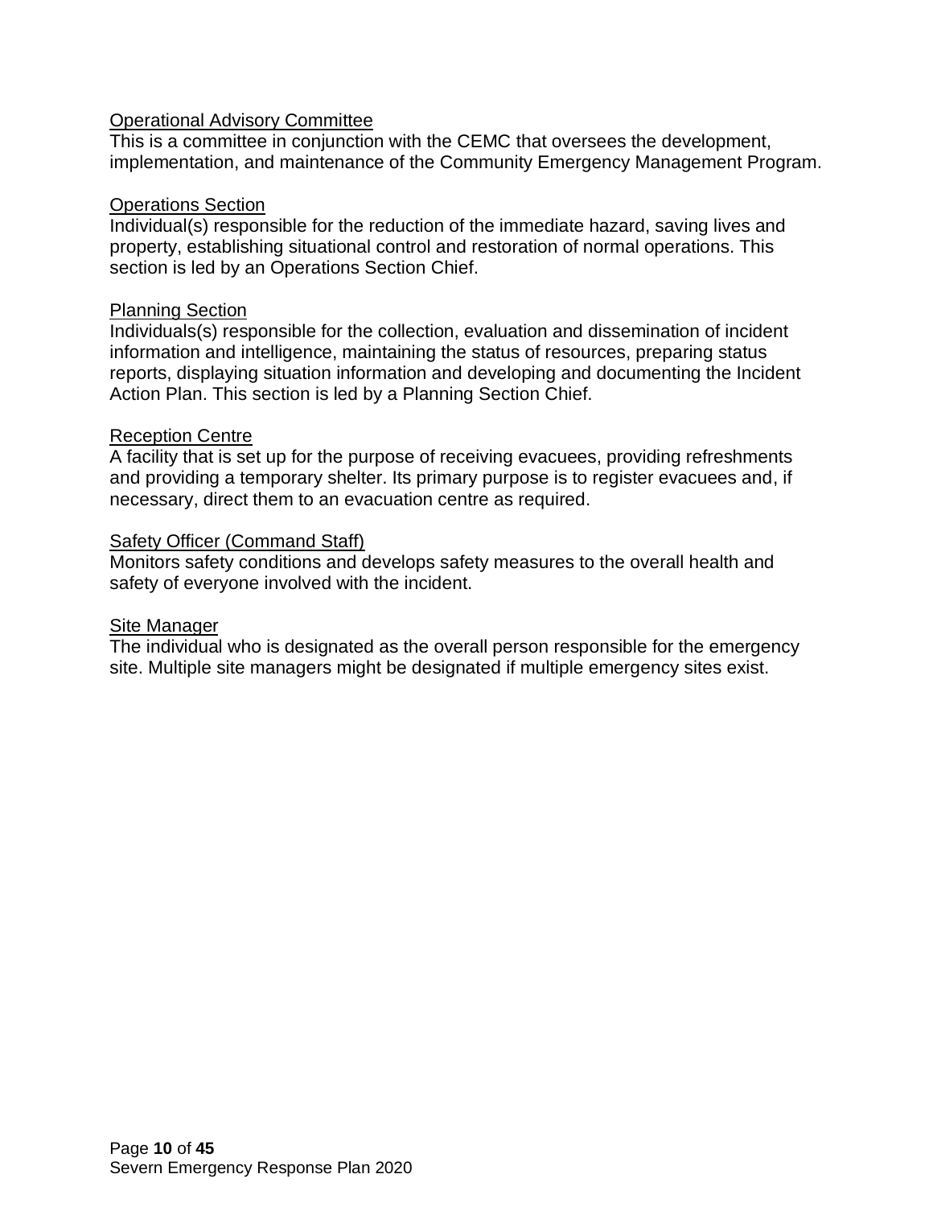Operational Advisory Committee
This is a committee in conjunction with the CEMC that oversees the development, implementation, and maintenance of the Community Emergency Management Program.

Operations Section
Individual(s) responsible for the reduction of the immediate hazard, saving lives and property, establishing situational control and restoration of normal operations. This section is led by an Operations Section Chief.

Planning Section
Individuals(s) responsible for the collection, evaluation and dissemination of incident information and intelligence, maintaining the status of resources, preparing status reports, displaying situation information and developing and documenting the Incident Action Plan. This section is led by a Planning Section Chief.

Reception Centre
A facility that is set up for the purpose of receiving evacuees, providing refreshments and providing a temporary shelter. Its primary purpose is to register evacuees and, if necessary, direct them to an evacuation centre as required.

Safety Officer (Command Staff)
Monitors safety conditions and develops safety measures to the overall health and safety of everyone involved with the incident.

Site Manager
The individual who is designated as the overall person responsible for the emergency site. Multiple site managers might be designated if multiple emergency sites exist.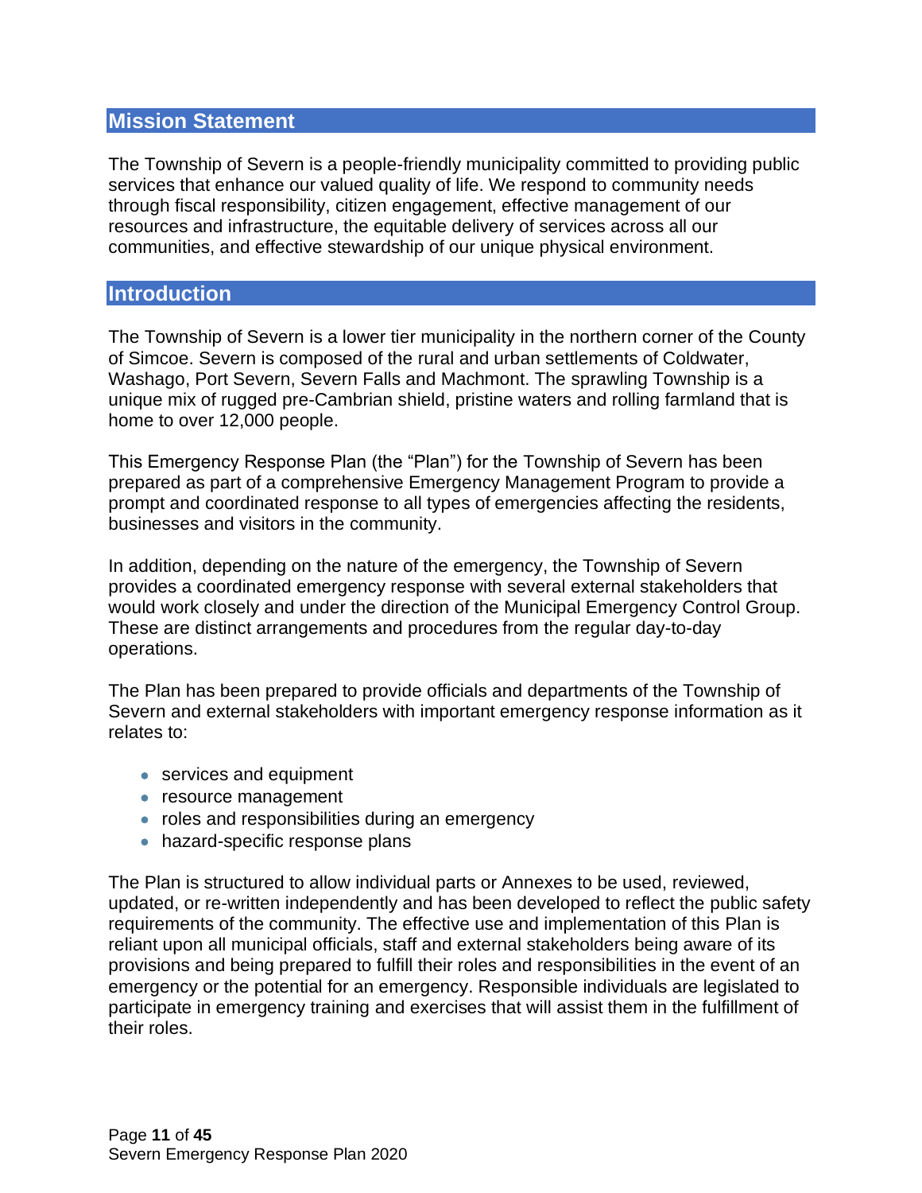## Mission Statement

The Township of Severn is a people-friendly municipality committed to providing public services that enhance our valued quality of life. We respond to community needs through fiscal responsibility, citizen engagement, effective management of our resources and infrastructure, the equitable delivery of services across all our communities, and effective stewardship of our unique physical environment.

## Introduction

The Township of Severn is a lower tier municipality in the northern corner of the County of Simcoe. Severn is composed of the rural and urban settlements of Coldwater, Washago, Port Severn, Severn Falls and Machmont. The sprawling Township is a unique mix of rugged pre-Cambrian shield, pristine waters and rolling farmland that is home to over 12,000 people.

This Emergency Response Plan (the "Plan") for the Township of Severn has been prepared as part of a comprehensive Emergency Management Program to provide a prompt and coordinated response to all types of emergencies affecting the residents, businesses and visitors in the community.

In addition, depending on the nature of the emergency, the Township of Severn provides a coordinated emergency response with several external stakeholders that would work closely and under the direction of the Municipal Emergency Control Group. These are distinct arrangements and procedures from the regular day-to-day operations.

The Plan has been prepared to provide officials and departments of the Township of Severn and external stakeholders with important emergency response information as it relates to:

- services and equipment
- resource management
- roles and responsibilities during an emergency
- hazard-specific response plans

The Plan is structured to allow individual parts or Annexes to be used, reviewed, updated, or re-written independently and has been developed to reflect the public safety requirements of the community. The effective use and implementation of this Plan is reliant upon all municipal officials, staff and external stakeholders being aware of its provisions and being prepared to fulfill their roles and responsibilities in the event of an emergency or the potential for an emergency. Responsible individuals are legislated to participate in emergency training and exercises that will assist them in the fulfillment of their roles.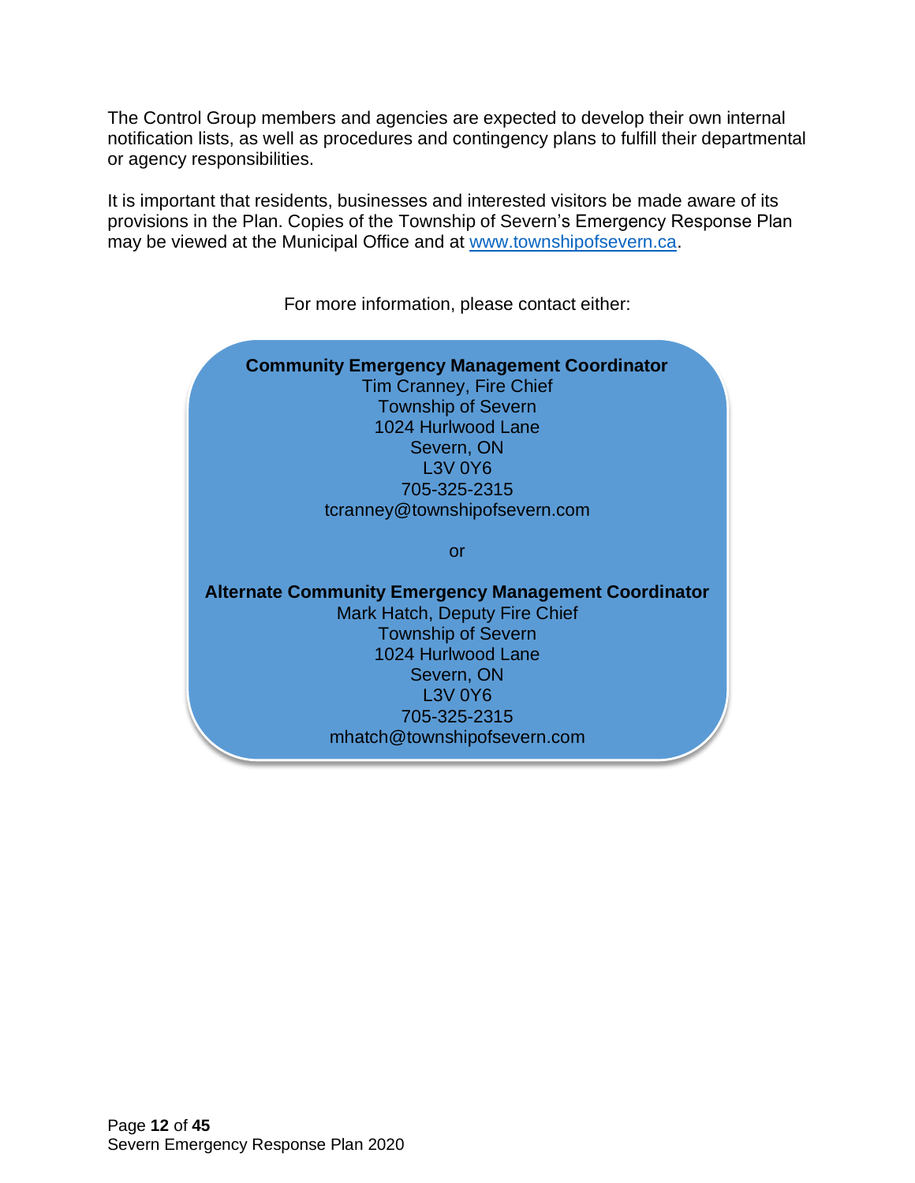The Control Group members and agencies are expected to develop their own internal notification lists, as well as procedures and contingency plans to fulfill their departmental or agency responsibilities.

It is important that residents, businesses and interested visitors be made aware of its provisions in the Plan. Copies of the Township of Severn's Emergency Response Plan may be viewed at the Municipal Office and at [www.townshipofsevern.ca](http://www.townshipofsevern.ca).

For more information, please contact either:

**Community Emergency Management Coordinator**
Tim Cranney, Fire Chief
Township of Severn
1024 Hurlwood Lane
Severn, ON
L3V 0Y6
705-325-2315
tcranney@townshipofsevern.com

or

**Alternate Community Emergency Management Coordinator**
Mark Hatch, Deputy Fire Chief
Township of Severn
1024 Hurlwood Lane
Severn, ON
L3V 0Y6
705-325-2315
mhatch@townshipofsevern.com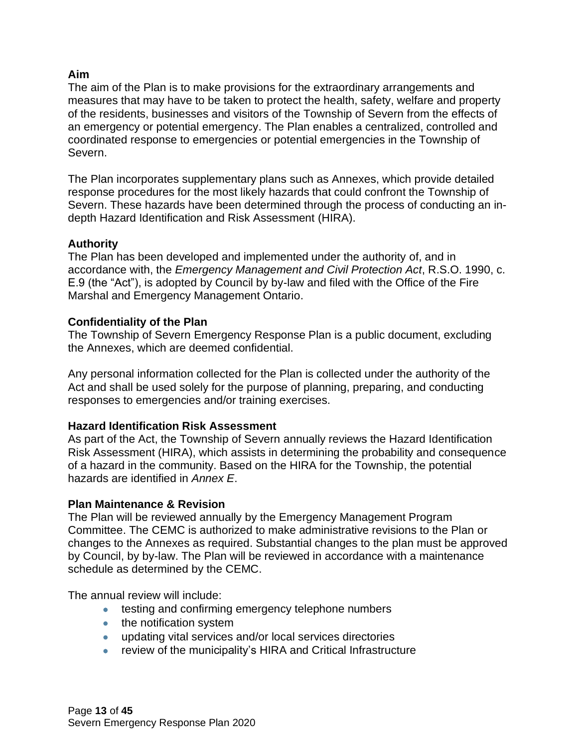**Aim**

The aim of the Plan is to make provisions for the extraordinary arrangements and measures that may have to be taken to protect the health, safety, welfare and property of the residents, businesses and visitors of the Township of Severn from the effects of an emergency or potential emergency. The Plan enables a centralized, controlled and coordinated response to emergencies or potential emergencies in the Township of Severn.

The Plan incorporates supplementary plans such as Annexes, which provide detailed response procedures for the most likely hazards that could confront the Township of Severn. These hazards have been determined through the process of conducting an in-depth Hazard Identification and Risk Assessment (HIRA).

**Authority**

The Plan has been developed and implemented under the authority of, and in accordance with, the *Emergency Management and Civil Protection Act*, R.S.O. 1990, c. E.9 (the "Act"), is adopted by Council by by-law and filed with the Office of the Fire Marshal and Emergency Management Ontario.

**Confidentiality of the Plan**

The Township of Severn Emergency Response Plan is a public document, excluding the Annexes, which are deemed confidential.

Any personal information collected for the Plan is collected under the authority of the Act and shall be used solely for the purpose of planning, preparing, and conducting responses to emergencies and/or training exercises.

**Hazard Identification Risk Assessment**

As part of the Act, the Township of Severn annually reviews the Hazard Identification Risk Assessment (HIRA), which assists in determining the probability and consequence of a hazard in the community. Based on the HIRA for the Township, the potential hazards are identified in *Annex E*.

**Plan Maintenance & Revision**

The Plan will be reviewed annually by the Emergency Management Program Committee. The CEMC is authorized to make administrative revisions to the Plan or changes to the Annexes as required. Substantial changes to the plan must be approved by Council, by by-law. The Plan will be reviewed in accordance with a maintenance schedule as determined by the CEMC.

The annual review will include:

- testing and confirming emergency telephone numbers
- the notification system
- updating vital services and/or local services directories
- review of the municipality's HIRA and Critical Infrastructure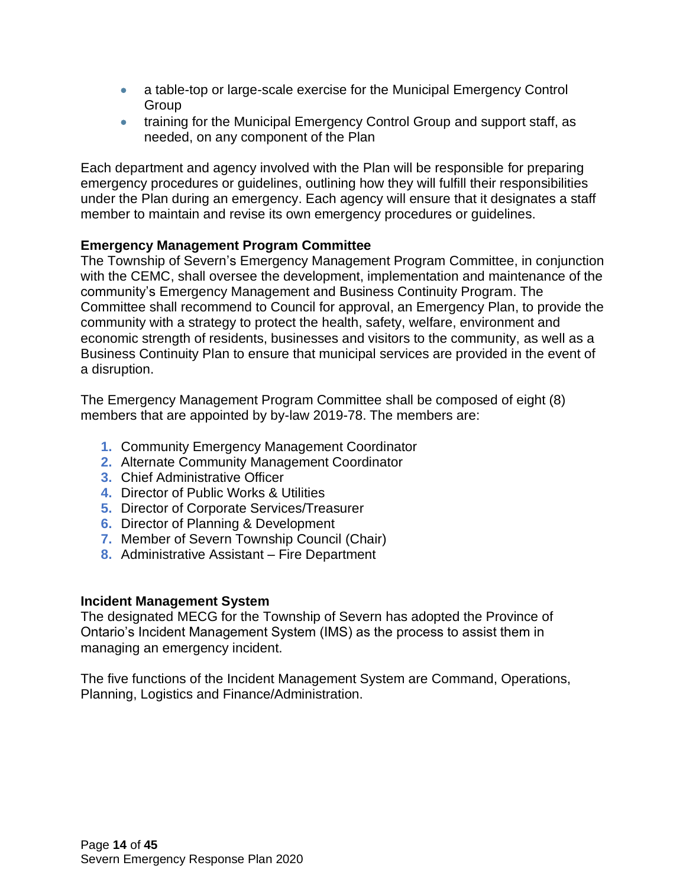- a table-top or large-scale exercise for the Municipal Emergency Control Group
- training for the Municipal Emergency Control Group and support staff, as needed, on any component of the Plan

Each department and agency involved with the Plan will be responsible for preparing emergency procedures or guidelines, outlining how they will fulfill their responsibilities under the Plan during an emergency. Each agency will ensure that it designates a staff member to maintain and revise its own emergency procedures or guidelines.

**Emergency Management Program Committee**

The Township of Severn's Emergency Management Program Committee, in conjunction with the CEMC, shall oversee the development, implementation and maintenance of the community's Emergency Management and Business Continuity Program. The Committee shall recommend to Council for approval, an Emergency Plan, to provide the community with a strategy to protect the health, safety, welfare, environment and economic strength of residents, businesses and visitors to the community, as well as a Business Continuity Plan to ensure that municipal services are provided in the event of a disruption.

The Emergency Management Program Committee shall be composed of eight (8) members that are appointed by by-law 2019-78. The members are:

1. Community Emergency Management Coordinator
2. Alternate Community Management Coordinator
3. Chief Administrative Officer
4. Director of Public Works & Utilities
5. Director of Corporate Services/Treasurer
6. Director of Planning & Development
7. Member of Severn Township Council (Chair)
8. Administrative Assistant – Fire Department

**Incident Management System**

The designated MECG for the Township of Severn has adopted the Province of Ontario's Incident Management System (IMS) as the process to assist them in managing an emergency incident.

The five functions of the Incident Management System are Command, Operations, Planning, Logistics and Finance/Administration.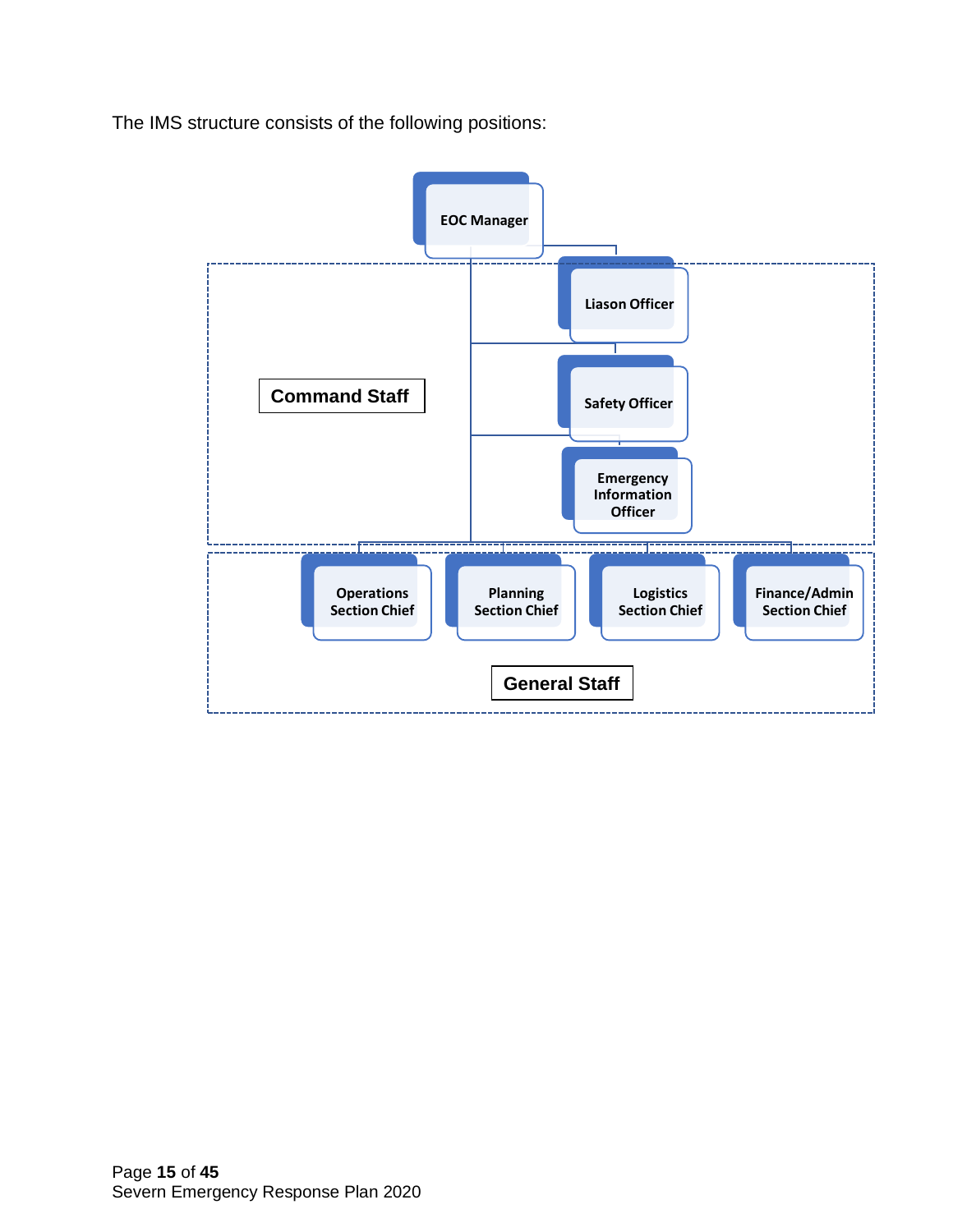The IMS structure consists of the following positions:

EOC Manager

Command Staff

- Liason Officer
- Safety Officer
- Emergency Information Officer

General Staff

- Operations Section Chief
- Planning Section Chief
- Logistics Section Chief
- Finance/Admin Section Chief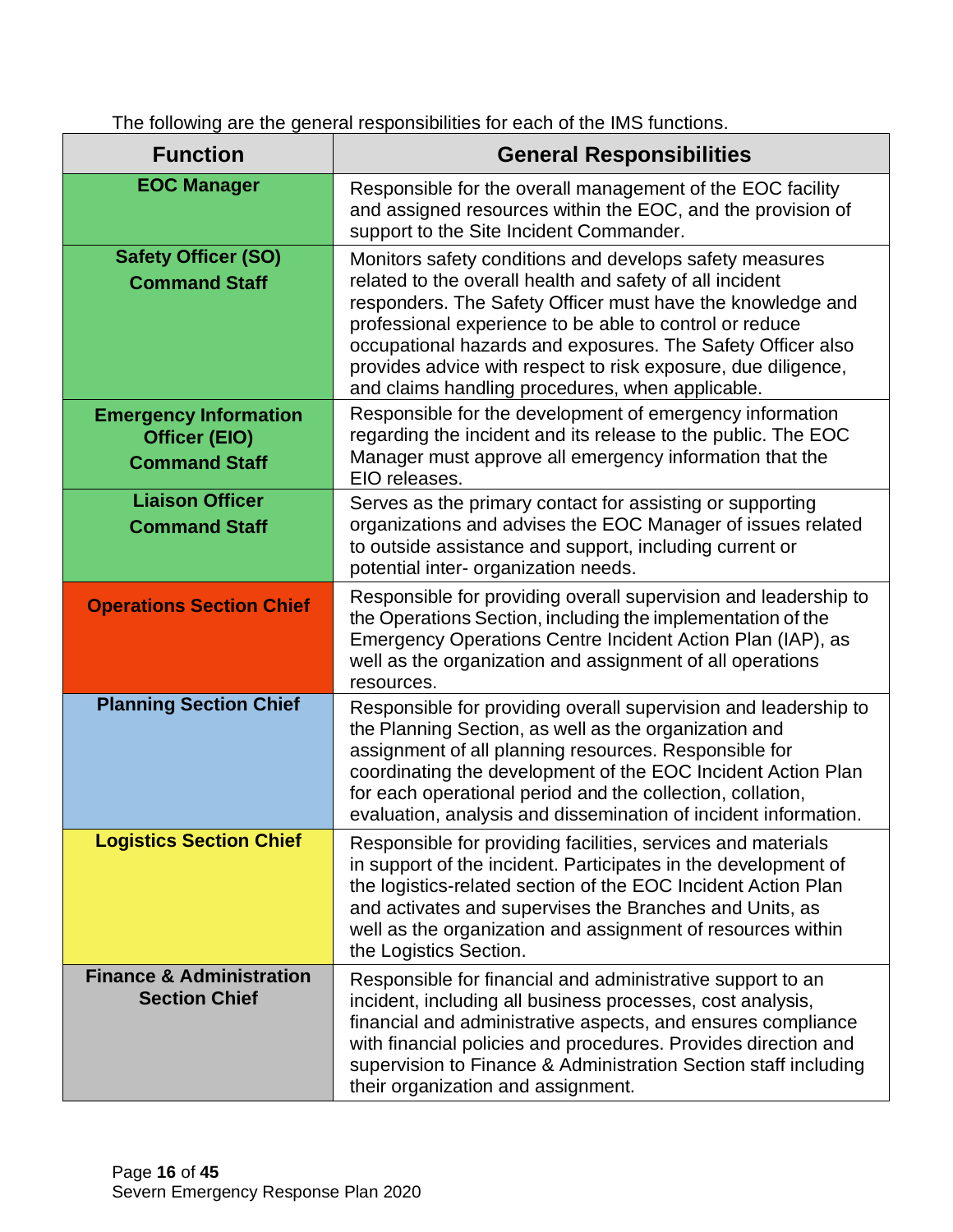The following are the general responsibilities for each of the IMS functions.

| Function | General Responsibilities |
|---|---|
| **EOC Manager** | Responsible for the overall management of the EOC facility and assigned resources within the EOC, and the provision of support to the Site Incident Commander. |
| **Safety Officer (SO)** **Command Staff** | Monitors safety conditions and develops safety measures related to the overall health and safety of all incident responders. The Safety Officer must have the knowledge and professional experience to be able to control or reduce occupational hazards and exposures. The Safety Officer also provides advice with respect to risk exposure, due diligence, and claims handling procedures, when applicable. |
| **Emergency Information Officer (EIO)** **Command Staff** | Responsible for the development of emergency information regarding the incident and its release to the public. The EOC Manager must approve all emergency information that the EIO releases. |
| **Liaison Officer** **Command Staff** | Serves as the primary contact for assisting or supporting organizations and advises the EOC Manager of issues related to outside assistance and support, including current or potential inter- organization needs. |
| **Operations Section Chief** | Responsible for providing overall supervision and leadership to the Operations Section, including the implementation of the Emergency Operations Centre Incident Action Plan (IAP), as well as the organization and assignment of all operations resources. |
| **Planning Section Chief** | Responsible for providing overall supervision and leadership to the Planning Section, as well as the organization and assignment of all planning resources. Responsible for coordinating the development of the EOC Incident Action Plan for each operational period and the collection, collation, evaluation, analysis and dissemination of incident information. |
| **Logistics Section Chief** | Responsible for providing facilities, services and materials in support of the incident. Participates in the development of the logistics-related section of the EOC Incident Action Plan and activates and supervises the Branches and Units, as well as the organization and assignment of resources within the Logistics Section. |
| **Finance & Administration Section Chief** | Responsible for financial and administrative support to an incident, including all business processes, cost analysis, financial and administrative aspects, and ensures compliance with financial policies and procedures. Provides direction and supervision to Finance & Administration Section staff including their organization and assignment. |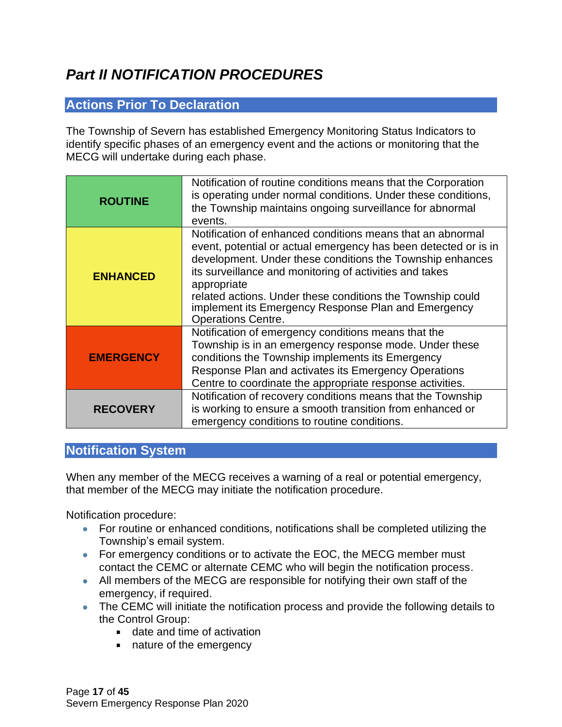# *Part II NOTIFICATION PROCEDURES*

## Actions Prior To Declaration

The Township of Severn has established Emergency Monitoring Status Indicators to identify specific phases of an emergency event and the actions or monitoring that the MECG will undertake during each phase.

| | |
|---|---|
| **ROUTINE** | Notification of routine conditions means that the Corporation is operating under normal conditions. Under these conditions, the Township maintains ongoing surveillance for abnormal events. |
| **ENHANCED** | Notification of enhanced conditions means that an abnormal event, potential or actual emergency has been detected or is in development. Under these conditions the Township enhances its surveillance and monitoring of activities and takes appropriate related actions. Under these conditions the Township could implement its Emergency Response Plan and Emergency Operations Centre. |
| **EMERGENCY** | Notification of emergency conditions means that the Township is in an emergency response mode. Under these conditions the Township implements its Emergency Response Plan and activates its Emergency Operations Centre to coordinate the appropriate response activities. |
| **RECOVERY** | Notification of recovery conditions means that the Township is working to ensure a smooth transition from enhanced or emergency conditions to routine conditions. |

## Notification System

When any member of the MECG receives a warning of a real or potential emergency, that member of the MECG may initiate the notification procedure.

Notification procedure:

- For routine or enhanced conditions, notifications shall be completed utilizing the Township's email system.
- For emergency conditions or to activate the EOC, the MECG member must contact the CEMC or alternate CEMC who will begin the notification process.
- All members of the MECG are responsible for notifying their own staff of the emergency, if required.
- The CEMC will initiate the notification process and provide the following details to the Control Group:
  - date and time of activation
  - nature of the emergency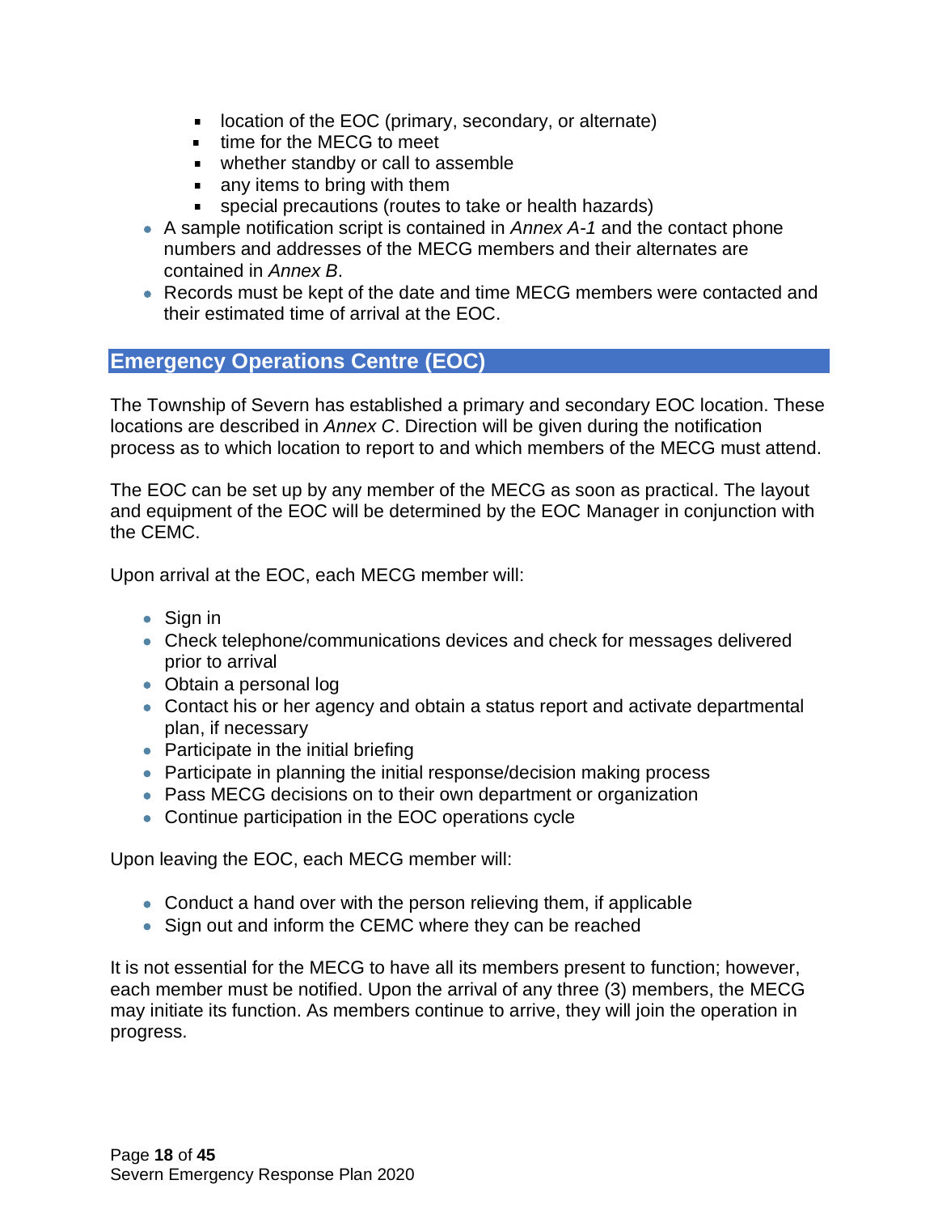- location of the EOC (primary, secondary, or alternate)
  - time for the MECG to meet
  - whether standby or call to assemble
  - any items to bring with them
  - special precautions (routes to take or health hazards)
- A sample notification script is contained in *Annex A-1* and the contact phone numbers and addresses of the MECG members and their alternates are contained in *Annex B*.
- Records must be kept of the date and time MECG members were contacted and their estimated time of arrival at the EOC.

## Emergency Operations Centre (EOC)

The Township of Severn has established a primary and secondary EOC location. These locations are described in *Annex C*. Direction will be given during the notification process as to which location to report to and which members of the MECG must attend.

The EOC can be set up by any member of the MECG as soon as practical. The layout and equipment of the EOC will be determined by the EOC Manager in conjunction with the CEMC.

Upon arrival at the EOC, each MECG member will:

- Sign in
- Check telephone/communications devices and check for messages delivered prior to arrival
- Obtain a personal log
- Contact his or her agency and obtain a status report and activate departmental plan, if necessary
- Participate in the initial briefing
- Participate in planning the initial response/decision making process
- Pass MECG decisions on to their own department or organization
- Continue participation in the EOC operations cycle

Upon leaving the EOC, each MECG member will:

- Conduct a hand over with the person relieving them, if applicable
- Sign out and inform the CEMC where they can be reached

It is not essential for the MECG to have all its members present to function; however, each member must be notified. Upon the arrival of any three (3) members, the MECG may initiate its function. As members continue to arrive, they will join the operation in progress.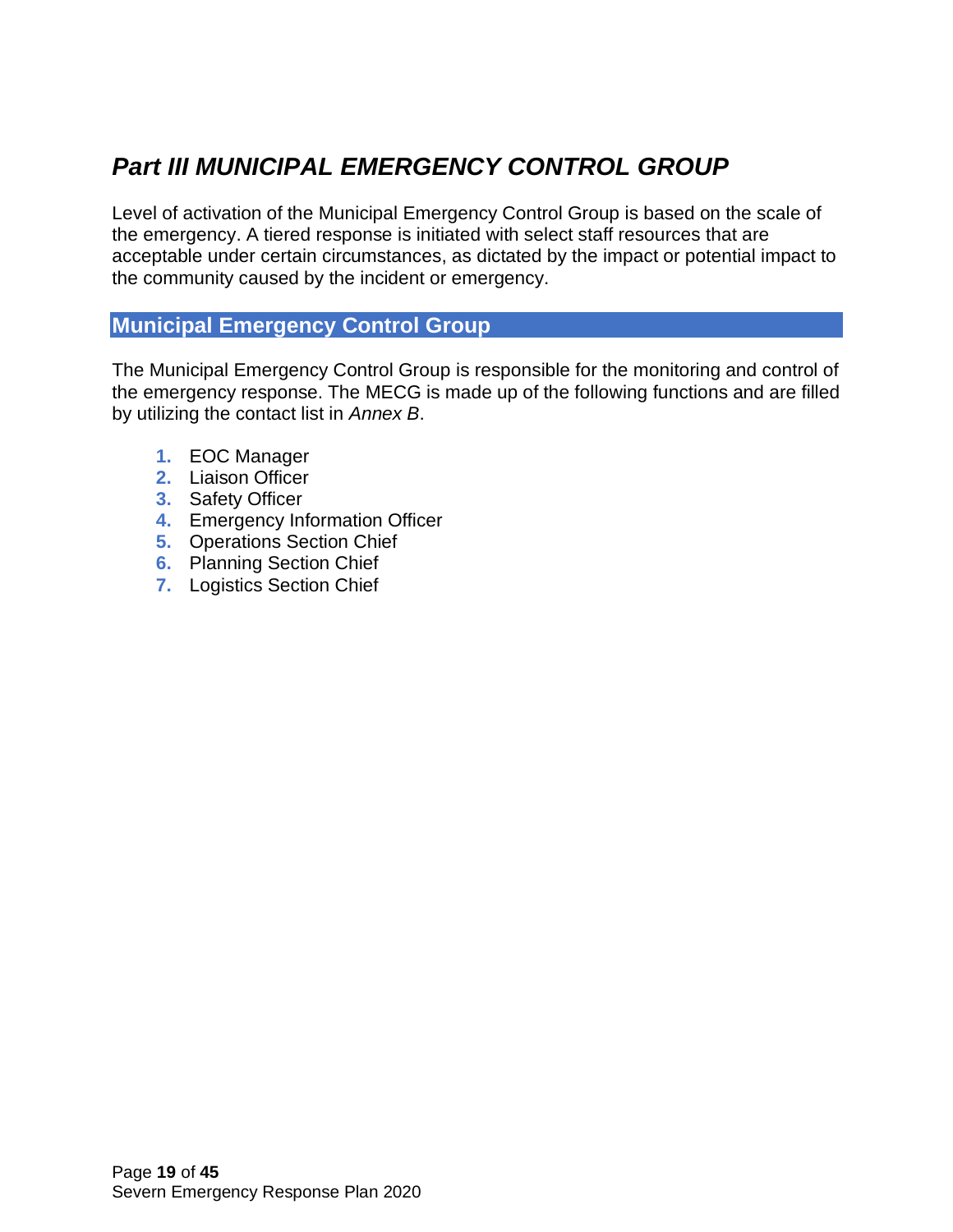# *Part III MUNICIPAL EMERGENCY CONTROL GROUP*

Level of activation of the Municipal Emergency Control Group is based on the scale of the emergency. A tiered response is initiated with select staff resources that are acceptable under certain circumstances, as dictated by the impact or potential impact to the community caused by the incident or emergency.

## Municipal Emergency Control Group

The Municipal Emergency Control Group is responsible for the monitoring and control of the emergency response. The MECG is made up of the following functions and are filled by utilizing the contact list in *Annex B*.

1. EOC Manager
2. Liaison Officer
3. Safety Officer
4. Emergency Information Officer
5. Operations Section Chief
6. Planning Section Chief
7. Logistics Section Chief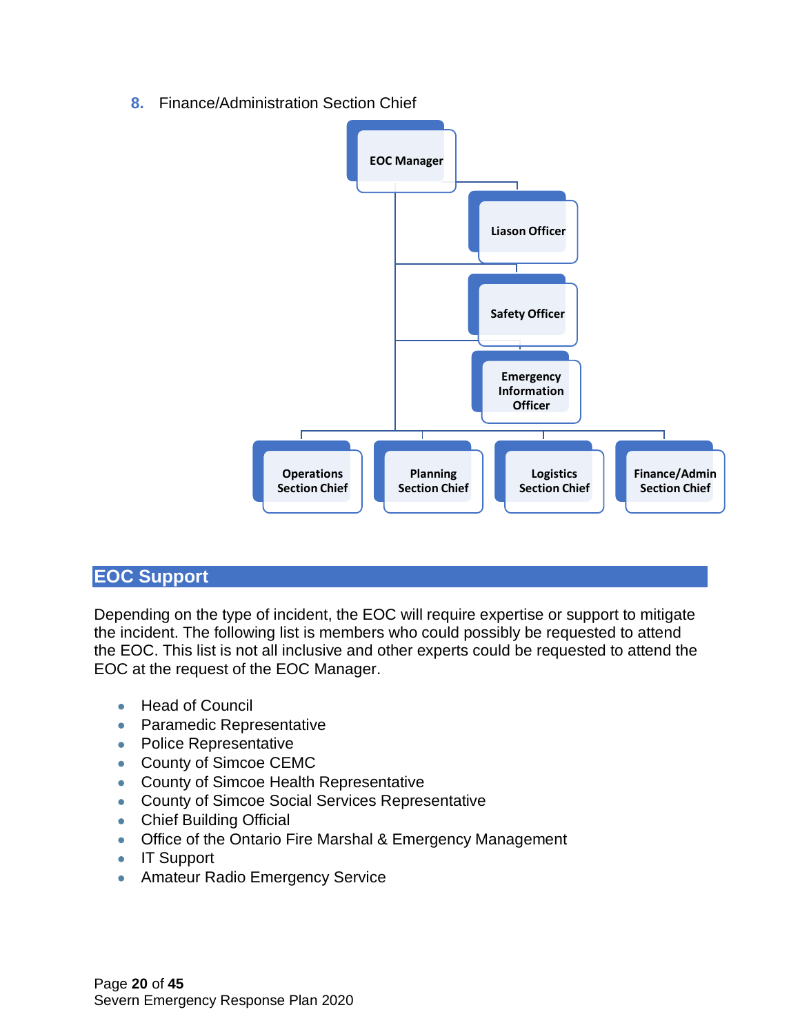8. Finance/Administration Section Chief

EOC Manager

Liason Officer

Safety Officer

Emergency Information Officer

Operations Section Chief

Planning Section Chief

Logistics Section Chief

Finance/Admin Section Chief

## EOC Support

Depending on the type of incident, the EOC will require expertise or support to mitigate the incident. The following list is members who could possibly be requested to attend the EOC. This list is not all inclusive and other experts could be requested to attend the EOC at the request of the EOC Manager.

- Head of Council
- Paramedic Representative
- Police Representative
- County of Simcoe CEMC
- County of Simcoe Health Representative
- County of Simcoe Social Services Representative
- Chief Building Official
- Office of the Ontario Fire Marshal & Emergency Management
- IT Support
- Amateur Radio Emergency Service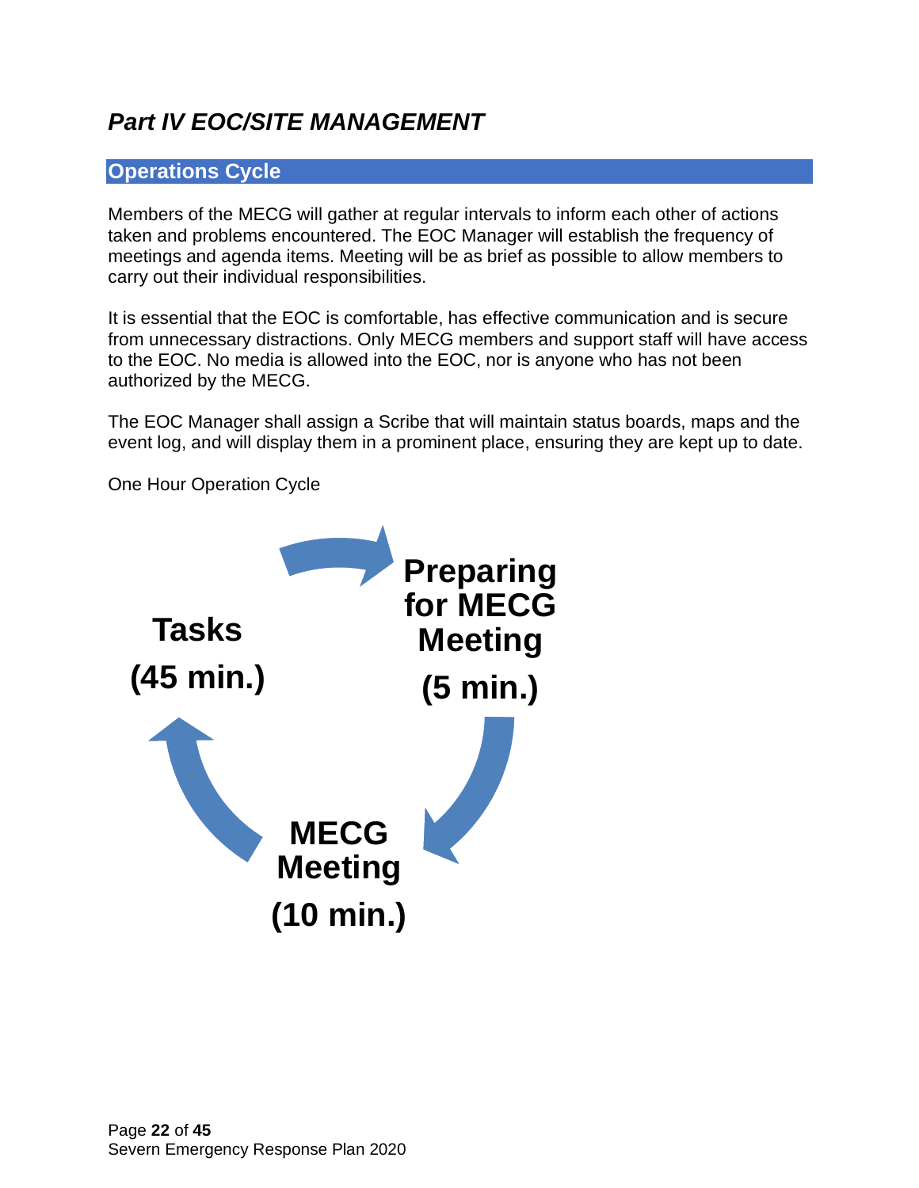# *Part IV EOC/SITE MANAGEMENT*

## Operations Cycle

Members of the MECG will gather at regular intervals to inform each other of actions taken and problems encountered. The EOC Manager will establish the frequency of meetings and agenda items. Meeting will be as brief as possible to allow members to carry out their individual responsibilities.

It is essential that the EOC is comfortable, has effective communication and is secure from unnecessary distractions. Only MECG members and support staff will have access to the EOC. No media is allowed into the EOC, nor is anyone who has not been authorized by the MECG.

The EOC Manager shall assign a Scribe that will maintain status boards, maps and the event log, and will display them in a prominent place, ensuring they are kept up to date.

One Hour Operation Cycle

**Preparing for MECG Meeting (5 min.)** → **MECG Meeting (10 min.)** → **Tasks (45 min.)** → **Preparing for MECG Meeting (5 min.)**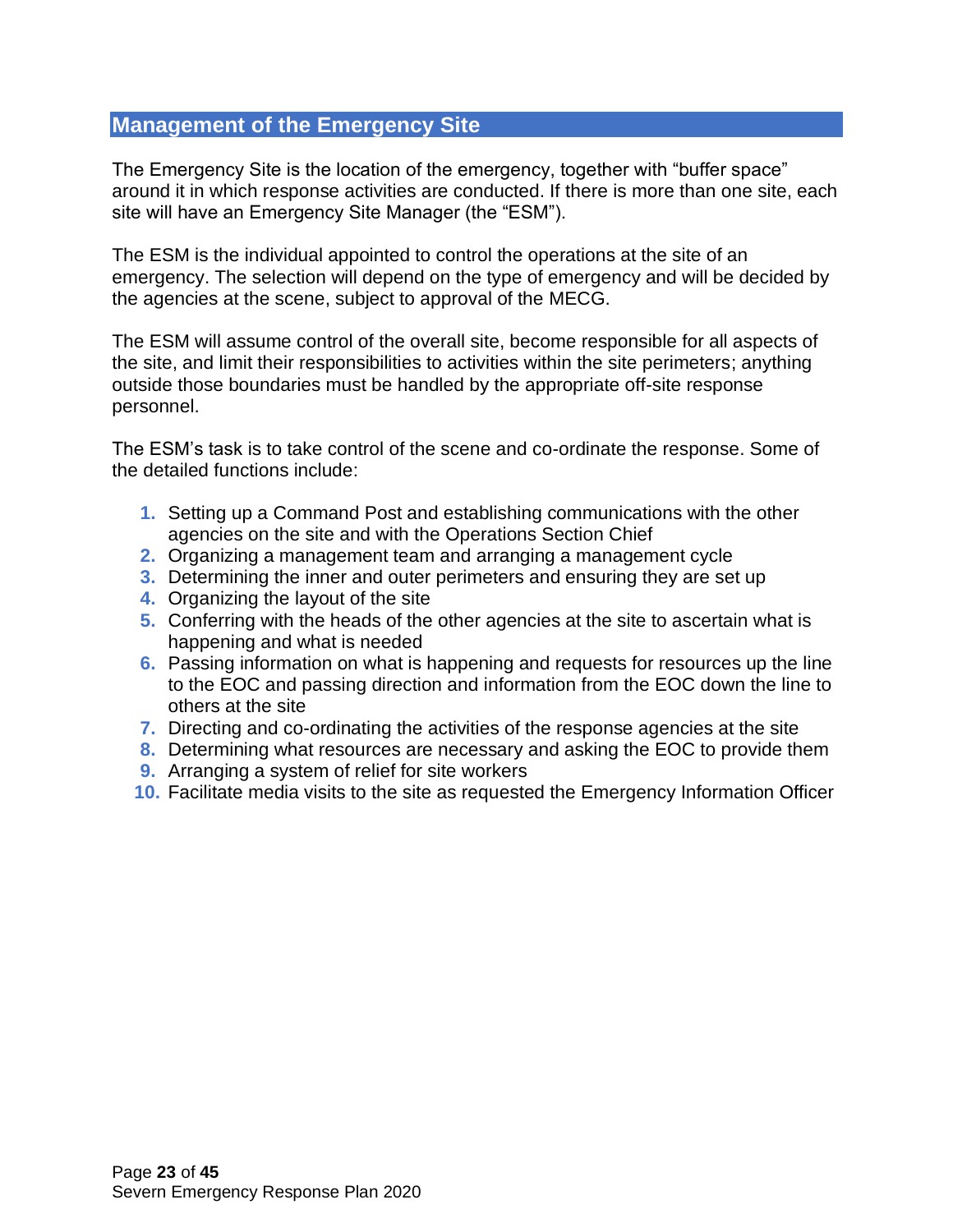## Management of the Emergency Site

The Emergency Site is the location of the emergency, together with "buffer space" around it in which response activities are conducted. If there is more than one site, each site will have an Emergency Site Manager (the "ESM").

The ESM is the individual appointed to control the operations at the site of an emergency. The selection will depend on the type of emergency and will be decided by the agencies at the scene, subject to approval of the MECG.

The ESM will assume control of the overall site, become responsible for all aspects of the site, and limit their responsibilities to activities within the site perimeters; anything outside those boundaries must be handled by the appropriate off-site response personnel.

The ESM's task is to take control of the scene and co-ordinate the response. Some of the detailed functions include:

1. Setting up a Command Post and establishing communications with the other agencies on the site and with the Operations Section Chief
2. Organizing a management team and arranging a management cycle
3. Determining the inner and outer perimeters and ensuring they are set up
4. Organizing the layout of the site
5. Conferring with the heads of the other agencies at the site to ascertain what is happening and what is needed
6. Passing information on what is happening and requests for resources up the line to the EOC and passing direction and information from the EOC down the line to others at the site
7. Directing and co-ordinating the activities of the response agencies at the site
8. Determining what resources are necessary and asking the EOC to provide them
9. Arranging a system of relief for site workers
10. Facilitate media visits to the site as requested the Emergency Information Officer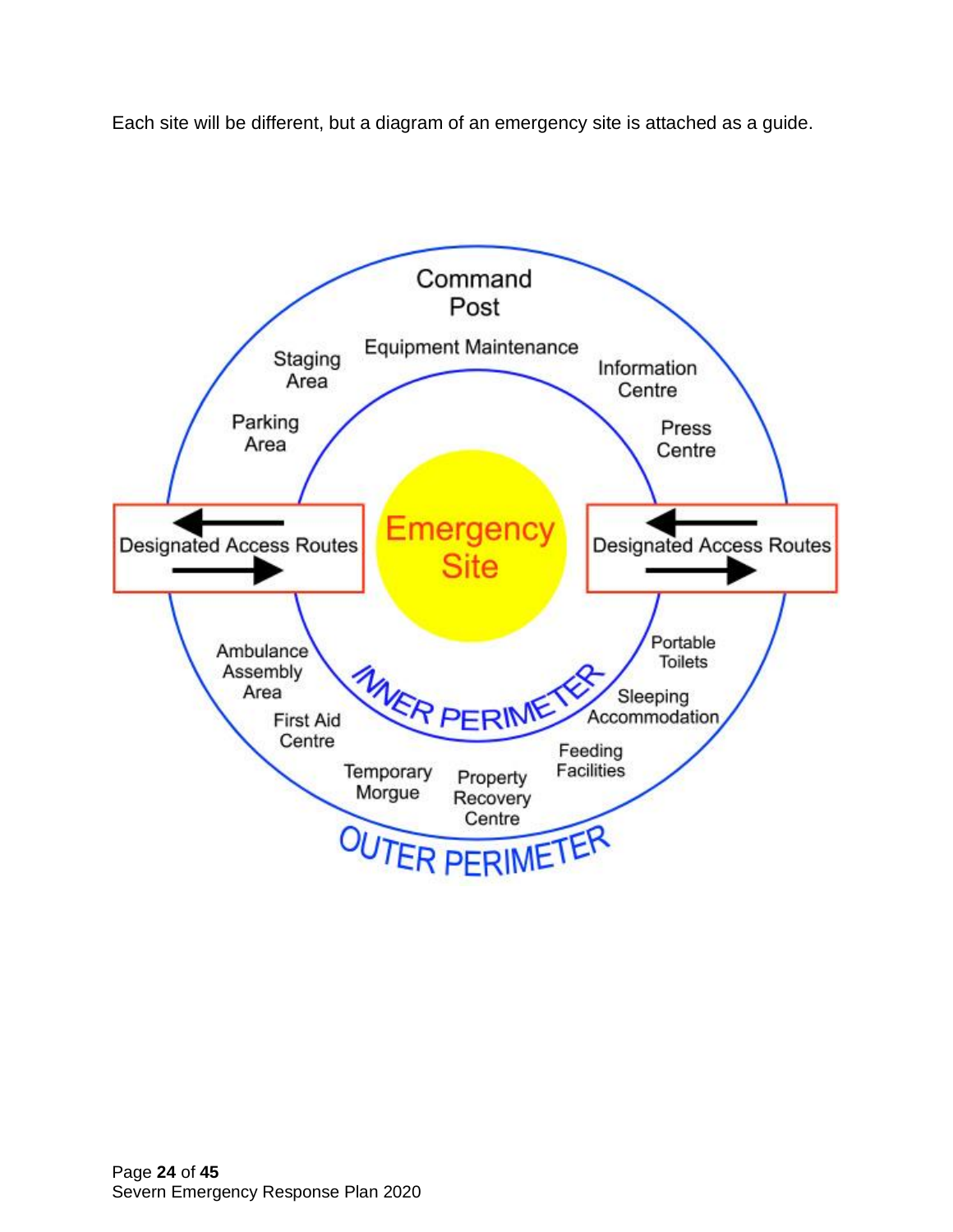Each site will be different, but a diagram of an emergency site is attached as a guide.

Command Post

Staging Area

Equipment Maintenance

Information Centre

Parking Area

Press Centre

Designated Access Routes

Emergency Site

Designated Access Routes

Ambulance Assembly Area

Portable Toilets

INNER PERIMETER

Sleeping Accommodation

First Aid Centre

Feeding Facilities

Temporary Morgue

Property Recovery Centre

OUTER PERIMETER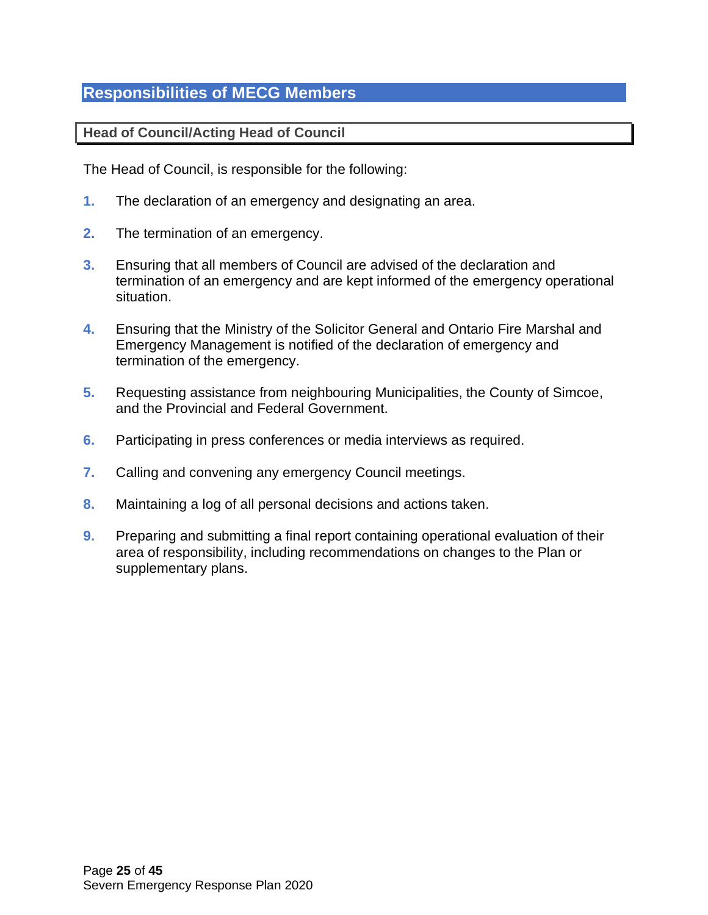## Responsibilities of MECG Members

### Head of Council/Acting Head of Council

The Head of Council, is responsible for the following:

1. The declaration of an emergency and designating an area.

2. The termination of an emergency.

3. Ensuring that all members of Council are advised of the declaration and termination of an emergency and are kept informed of the emergency operational situation.

4. Ensuring that the Ministry of the Solicitor General and Ontario Fire Marshal and Emergency Management is notified of the declaration of emergency and termination of the emergency.

5. Requesting assistance from neighbouring Municipalities, the County of Simcoe, and the Provincial and Federal Government.

6. Participating in press conferences or media interviews as required.

7. Calling and convening any emergency Council meetings.

8. Maintaining a log of all personal decisions and actions taken.

9. Preparing and submitting a final report containing operational evaluation of their area of responsibility, including recommendations on changes to the Plan or supplementary plans.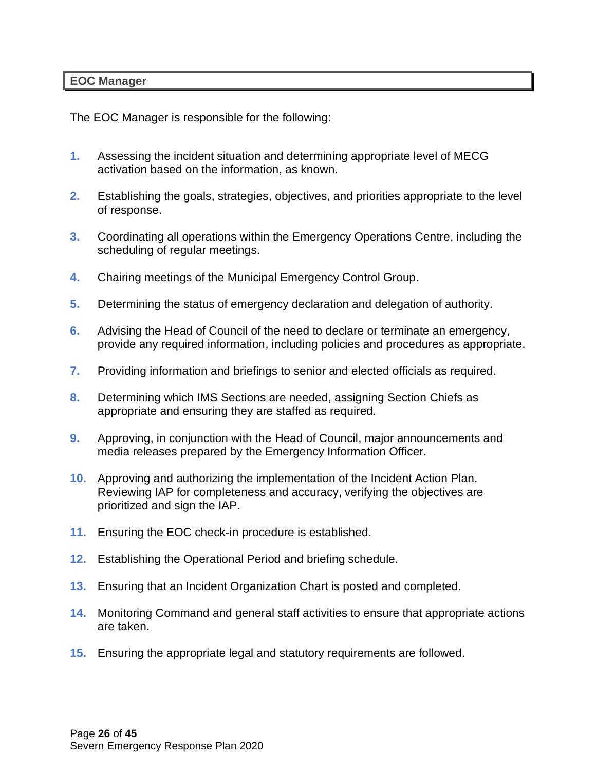## EOC Manager

The EOC Manager is responsible for the following:

1. Assessing the incident situation and determining appropriate level of MECG activation based on the information, as known.

2. Establishing the goals, strategies, objectives, and priorities appropriate to the level of response.

3. Coordinating all operations within the Emergency Operations Centre, including the scheduling of regular meetings.

4. Chairing meetings of the Municipal Emergency Control Group.

5. Determining the status of emergency declaration and delegation of authority.

6. Advising the Head of Council of the need to declare or terminate an emergency, provide any required information, including policies and procedures as appropriate.

7. Providing information and briefings to senior and elected officials as required.

8. Determining which IMS Sections are needed, assigning Section Chiefs as appropriate and ensuring they are staffed as required.

9. Approving, in conjunction with the Head of Council, major announcements and media releases prepared by the Emergency Information Officer.

10. Approving and authorizing the implementation of the Incident Action Plan. Reviewing IAP for completeness and accuracy, verifying the objectives are prioritized and sign the IAP.

11. Ensuring the EOC check-in procedure is established.

12. Establishing the Operational Period and briefing schedule.

13. Ensuring that an Incident Organization Chart is posted and completed.

14. Monitoring Command and general staff activities to ensure that appropriate actions are taken.

15. Ensuring the appropriate legal and statutory requirements are followed.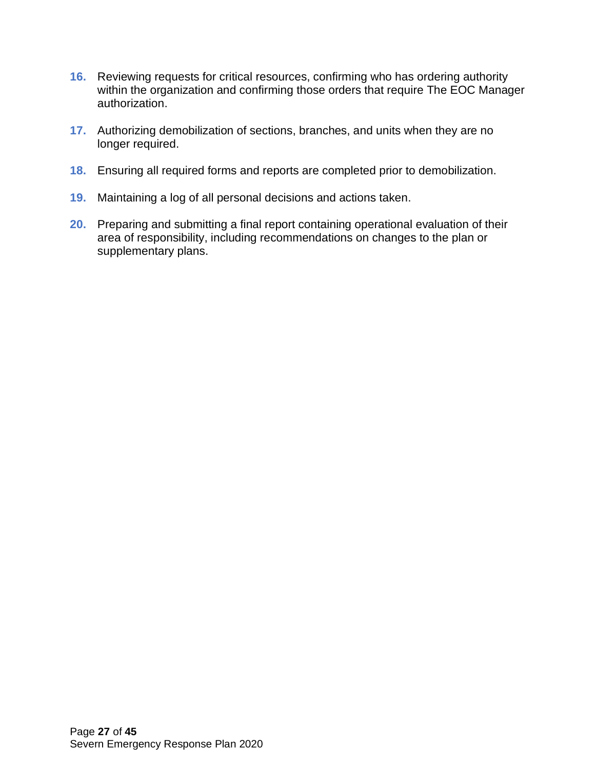16. Reviewing requests for critical resources, confirming who has ordering authority within the organization and confirming those orders that require The EOC Manager authorization.

17. Authorizing demobilization of sections, branches, and units when they are no longer required.

18. Ensuring all required forms and reports are completed prior to demobilization.

19. Maintaining a log of all personal decisions and actions taken.

20. Preparing and submitting a final report containing operational evaluation of their area of responsibility, including recommendations on changes to the plan or supplementary plans.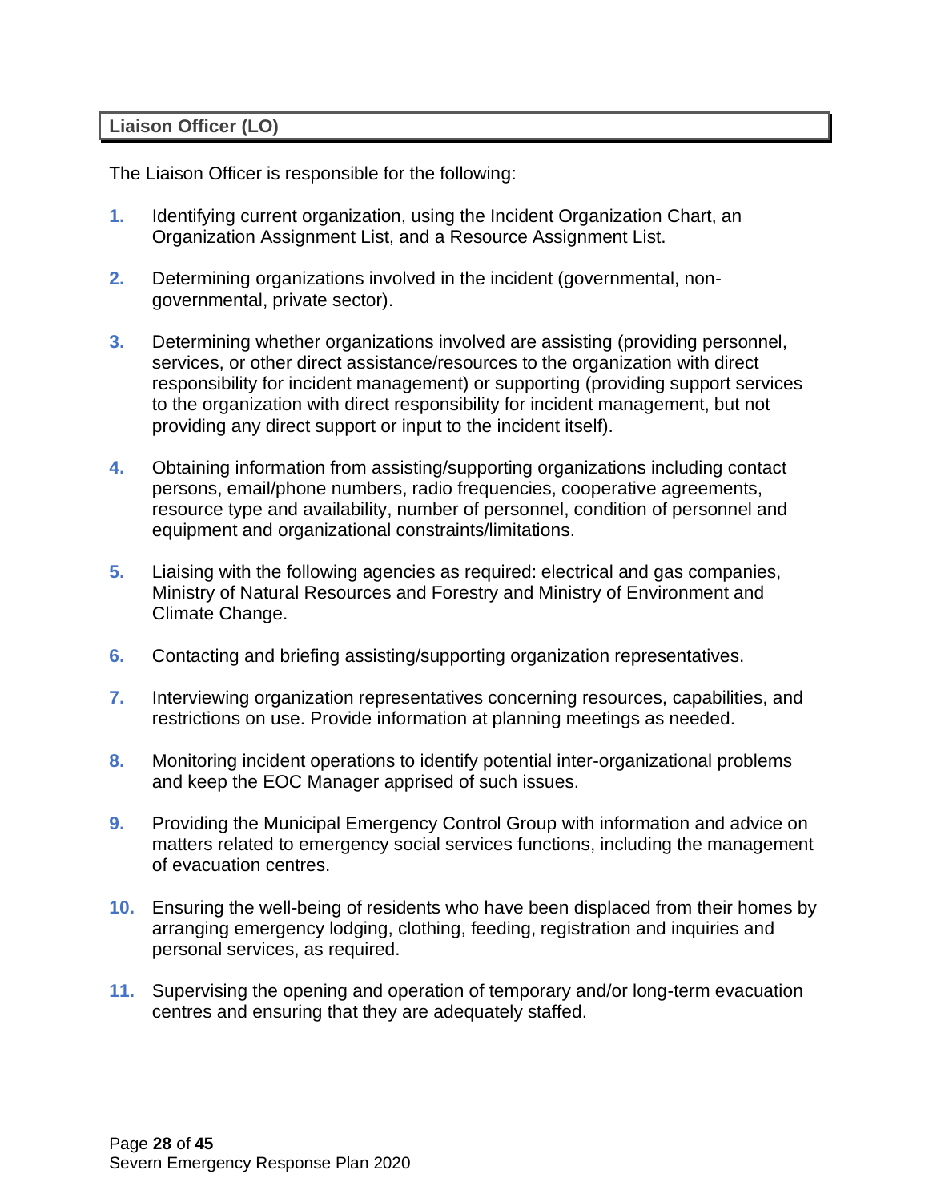## Liaison Officer (LO)

The Liaison Officer is responsible for the following:

1. Identifying current organization, using the Incident Organization Chart, an Organization Assignment List, and a Resource Assignment List.
2. Determining organizations involved in the incident (governmental, non-governmental, private sector).
3. Determining whether organizations involved are assisting (providing personnel, services, or other direct assistance/resources to the organization with direct responsibility for incident management) or supporting (providing support services to the organization with direct responsibility for incident management, but not providing any direct support or input to the incident itself).
4. Obtaining information from assisting/supporting organizations including contact persons, email/phone numbers, radio frequencies, cooperative agreements, resource type and availability, number of personnel, condition of personnel and equipment and organizational constraints/limitations.
5. Liaising with the following agencies as required: electrical and gas companies, Ministry of Natural Resources and Forestry and Ministry of Environment and Climate Change.
6. Contacting and briefing assisting/supporting organization representatives.
7. Interviewing organization representatives concerning resources, capabilities, and restrictions on use. Provide information at planning meetings as needed.
8. Monitoring incident operations to identify potential inter-organizational problems and keep the EOC Manager apprised of such issues.
9. Providing the Municipal Emergency Control Group with information and advice on matters related to emergency social services functions, including the management of evacuation centres.
10. Ensuring the well-being of residents who have been displaced from their homes by arranging emergency lodging, clothing, feeding, registration and inquiries and personal services, as required.
11. Supervising the opening and operation of temporary and/or long-term evacuation centres and ensuring that they are adequately staffed.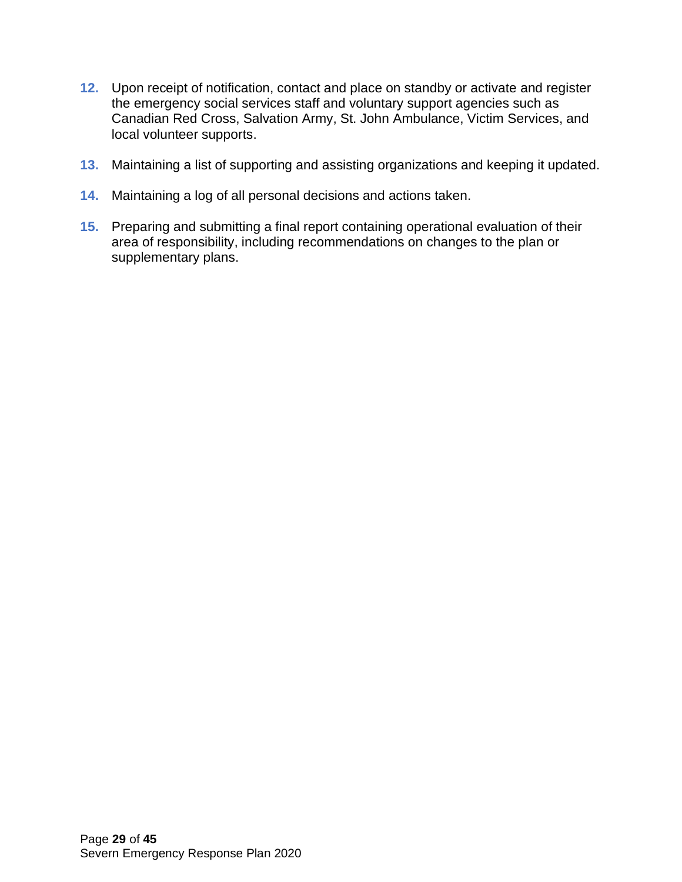12. Upon receipt of notification, contact and place on standby or activate and register the emergency social services staff and voluntary support agencies such as Canadian Red Cross, Salvation Army, St. John Ambulance, Victim Services, and local volunteer supports.

13. Maintaining a list of supporting and assisting organizations and keeping it updated.

14. Maintaining a log of all personal decisions and actions taken.

15. Preparing and submitting a final report containing operational evaluation of their area of responsibility, including recommendations on changes to the plan or supplementary plans.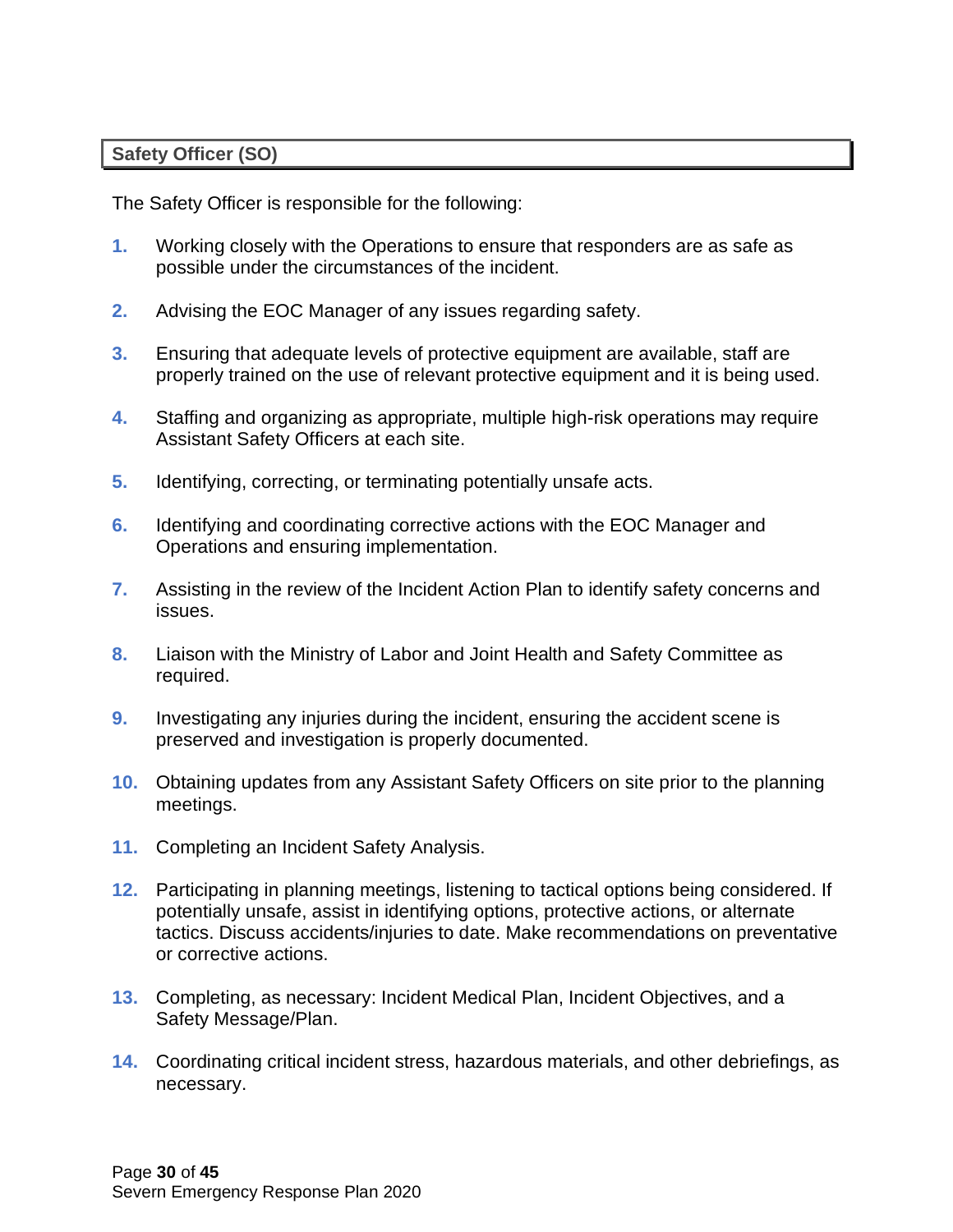## Safety Officer (SO)

The Safety Officer is responsible for the following:

1. Working closely with the Operations to ensure that responders are as safe as possible under the circumstances of the incident.
2. Advising the EOC Manager of any issues regarding safety.
3. Ensuring that adequate levels of protective equipment are available, staff are properly trained on the use of relevant protective equipment and it is being used.
4. Staffing and organizing as appropriate, multiple high-risk operations may require Assistant Safety Officers at each site.
5. Identifying, correcting, or terminating potentially unsafe acts.
6. Identifying and coordinating corrective actions with the EOC Manager and Operations and ensuring implementation.
7. Assisting in the review of the Incident Action Plan to identify safety concerns and issues.
8. Liaison with the Ministry of Labor and Joint Health and Safety Committee as required.
9. Investigating any injuries during the incident, ensuring the accident scene is preserved and investigation is properly documented.
10. Obtaining updates from any Assistant Safety Officers on site prior to the planning meetings.
11. Completing an Incident Safety Analysis.
12. Participating in planning meetings, listening to tactical options being considered. If potentially unsafe, assist in identifying options, protective actions, or alternate tactics. Discuss accidents/injuries to date. Make recommendations on preventative or corrective actions.
13. Completing, as necessary: Incident Medical Plan, Incident Objectives, and a Safety Message/Plan.
14. Coordinating critical incident stress, hazardous materials, and other debriefings, as necessary.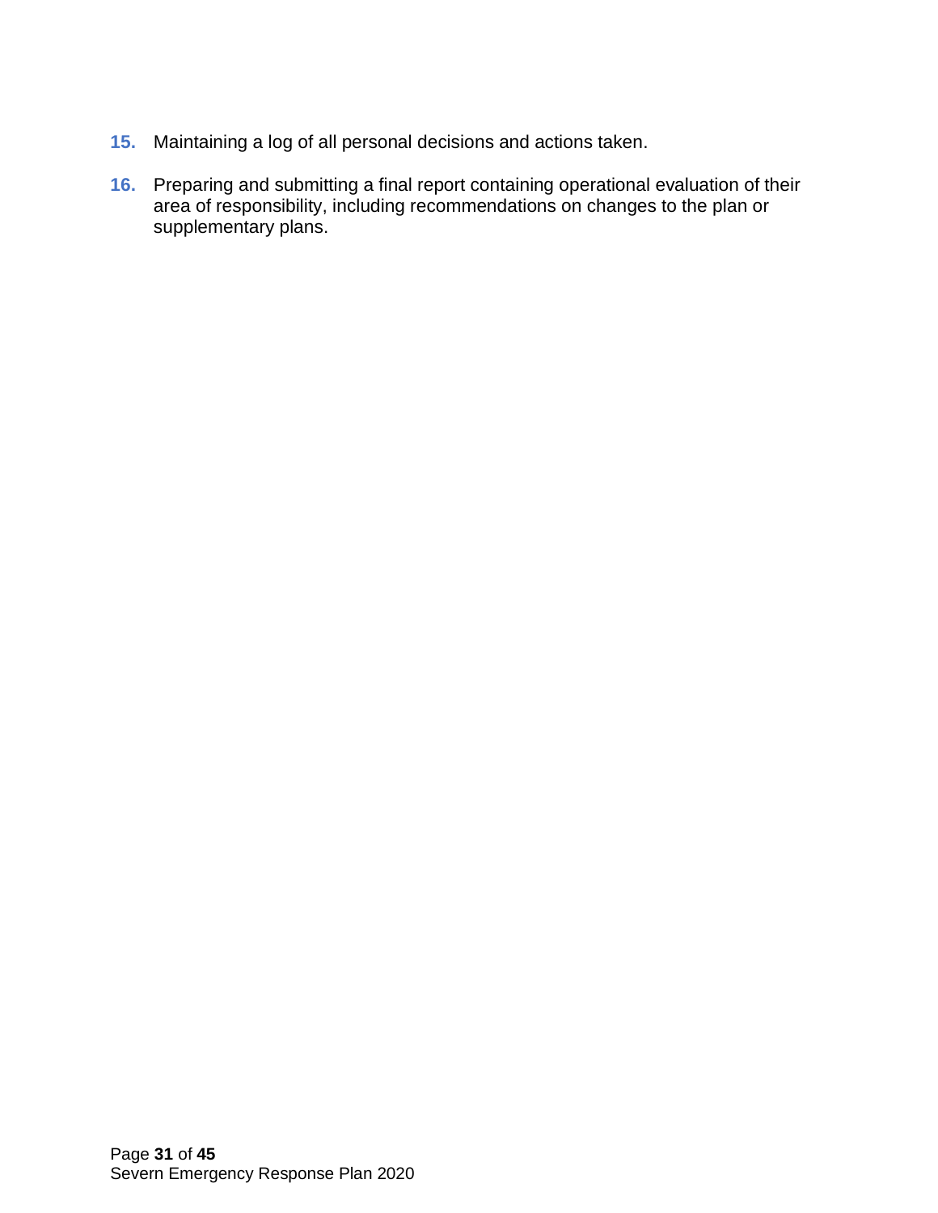15. Maintaining a log of all personal decisions and actions taken.

16. Preparing and submitting a final report containing operational evaluation of their area of responsibility, including recommendations on changes to the plan or supplementary plans.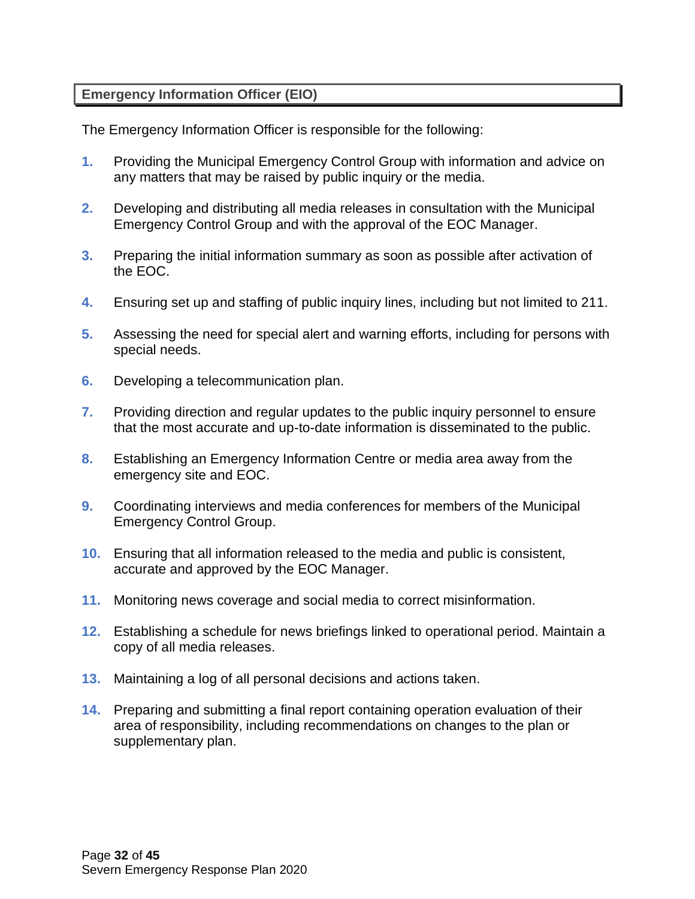## Emergency Information Officer (EIO)

The Emergency Information Officer is responsible for the following:

1. Providing the Municipal Emergency Control Group with information and advice on any matters that may be raised by public inquiry or the media.
2. Developing and distributing all media releases in consultation with the Municipal Emergency Control Group and with the approval of the EOC Manager.
3. Preparing the initial information summary as soon as possible after activation of the EOC.
4. Ensuring set up and staffing of public inquiry lines, including but not limited to 211.
5. Assessing the need for special alert and warning efforts, including for persons with special needs.
6. Developing a telecommunication plan.
7. Providing direction and regular updates to the public inquiry personnel to ensure that the most accurate and up-to-date information is disseminated to the public.
8. Establishing an Emergency Information Centre or media area away from the emergency site and EOC.
9. Coordinating interviews and media conferences for members of the Municipal Emergency Control Group.
10. Ensuring that all information released to the media and public is consistent, accurate and approved by the EOC Manager.
11. Monitoring news coverage and social media to correct misinformation.
12. Establishing a schedule for news briefings linked to operational period. Maintain a copy of all media releases.
13. Maintaining a log of all personal decisions and actions taken.
14. Preparing and submitting a final report containing operation evaluation of their area of responsibility, including recommendations on changes to the plan or supplementary plan.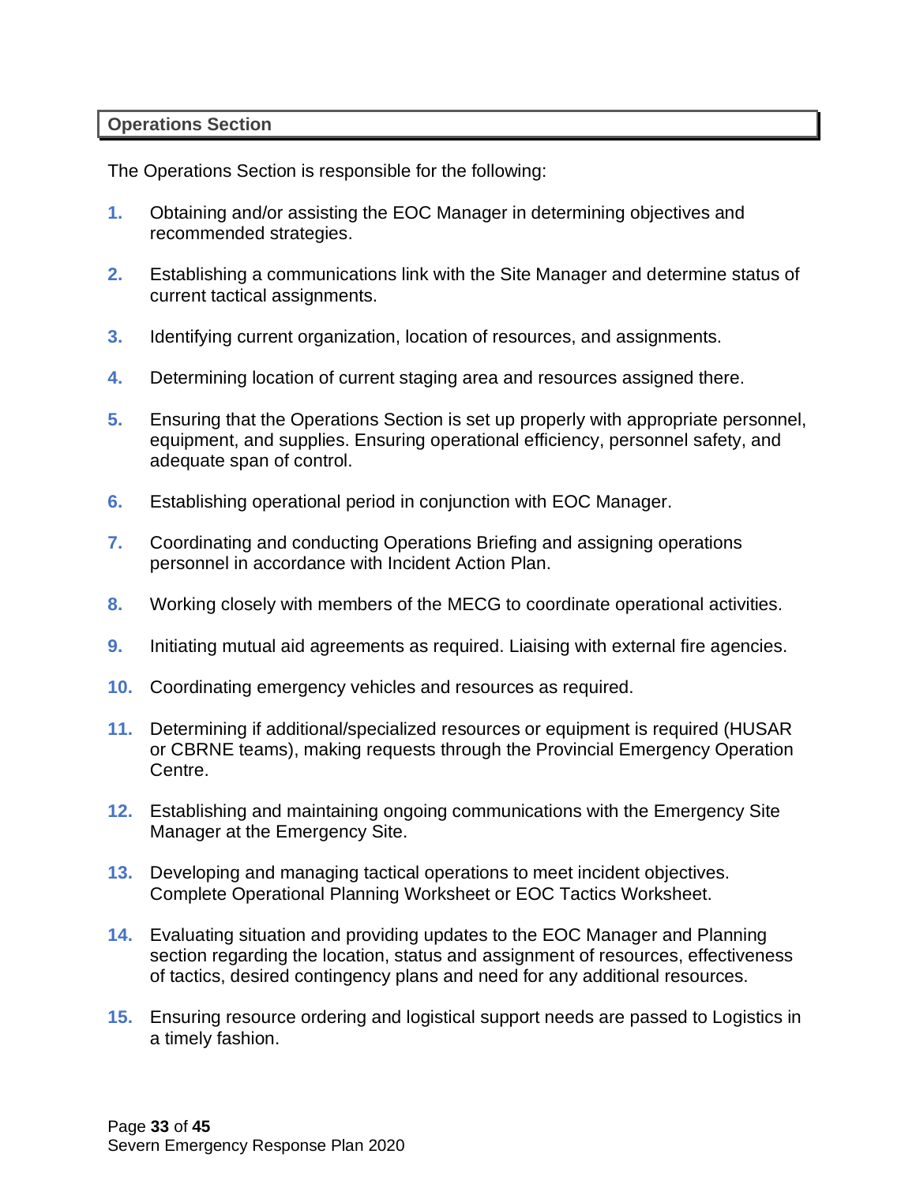## Operations Section

The Operations Section is responsible for the following:

1. Obtaining and/or assisting the EOC Manager in determining objectives and recommended strategies.
2. Establishing a communications link with the Site Manager and determine status of current tactical assignments.
3. Identifying current organization, location of resources, and assignments.
4. Determining location of current staging area and resources assigned there.
5. Ensuring that the Operations Section is set up properly with appropriate personnel, equipment, and supplies. Ensuring operational efficiency, personnel safety, and adequate span of control.
6. Establishing operational period in conjunction with EOC Manager.
7. Coordinating and conducting Operations Briefing and assigning operations personnel in accordance with Incident Action Plan.
8. Working closely with members of the MECG to coordinate operational activities.
9. Initiating mutual aid agreements as required. Liaising with external fire agencies.
10. Coordinating emergency vehicles and resources as required.
11. Determining if additional/specialized resources or equipment is required (HUSAR or CBRNE teams), making requests through the Provincial Emergency Operation Centre.
12. Establishing and maintaining ongoing communications with the Emergency Site Manager at the Emergency Site.
13. Developing and managing tactical operations to meet incident objectives. Complete Operational Planning Worksheet or EOC Tactics Worksheet.
14. Evaluating situation and providing updates to the EOC Manager and Planning section regarding the location, status and assignment of resources, effectiveness of tactics, desired contingency plans and need for any additional resources.
15. Ensuring resource ordering and logistical support needs are passed to Logistics in a timely fashion.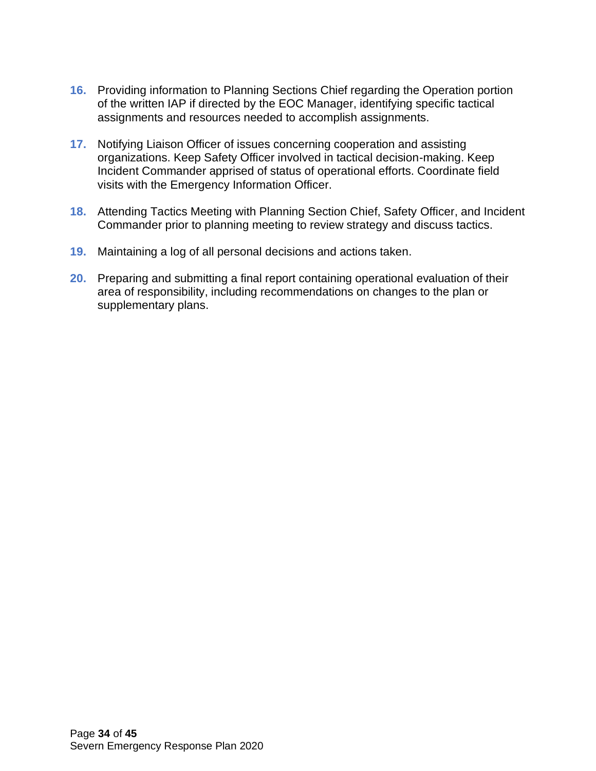16. Providing information to Planning Sections Chief regarding the Operation portion of the written IAP if directed by the EOC Manager, identifying specific tactical assignments and resources needed to accomplish assignments.

17. Notifying Liaison Officer of issues concerning cooperation and assisting organizations. Keep Safety Officer involved in tactical decision-making. Keep Incident Commander apprised of status of operational efforts. Coordinate field visits with the Emergency Information Officer.

18. Attending Tactics Meeting with Planning Section Chief, Safety Officer, and Incident Commander prior to planning meeting to review strategy and discuss tactics.

19. Maintaining a log of all personal decisions and actions taken.

20. Preparing and submitting a final report containing operational evaluation of their area of responsibility, including recommendations on changes to the plan or supplementary plans.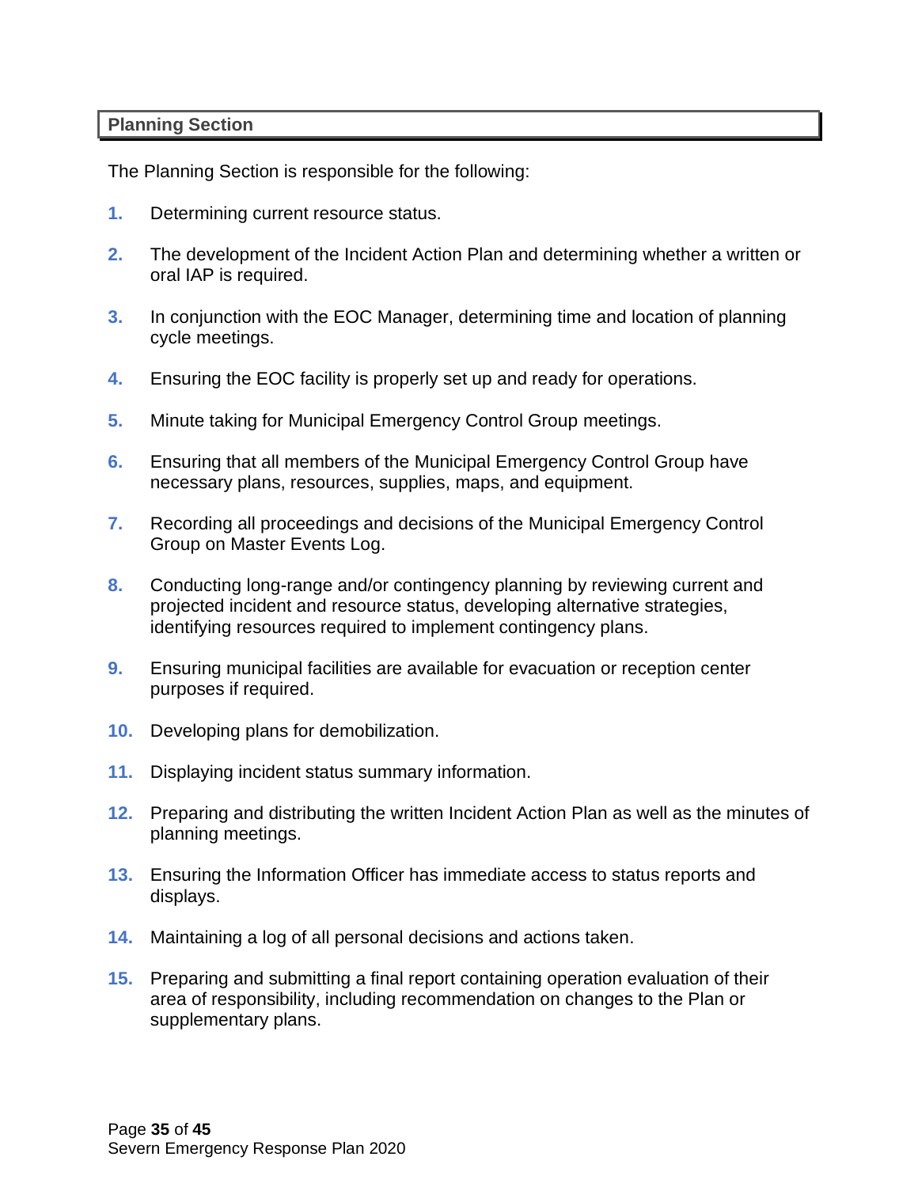## Planning Section

The Planning Section is responsible for the following:

1. Determining current resource status.
2. The development of the Incident Action Plan and determining whether a written or oral IAP is required.
3. In conjunction with the EOC Manager, determining time and location of planning cycle meetings.
4. Ensuring the EOC facility is properly set up and ready for operations.
5. Minute taking for Municipal Emergency Control Group meetings.
6. Ensuring that all members of the Municipal Emergency Control Group have necessary plans, resources, supplies, maps, and equipment.
7. Recording all proceedings and decisions of the Municipal Emergency Control Group on Master Events Log.
8. Conducting long-range and/or contingency planning by reviewing current and projected incident and resource status, developing alternative strategies, identifying resources required to implement contingency plans.
9. Ensuring municipal facilities are available for evacuation or reception center purposes if required.
10. Developing plans for demobilization.
11. Displaying incident status summary information.
12. Preparing and distributing the written Incident Action Plan as well as the minutes of planning meetings.
13. Ensuring the Information Officer has immediate access to status reports and displays.
14. Maintaining a log of all personal decisions and actions taken.
15. Preparing and submitting a final report containing operation evaluation of their area of responsibility, including recommendation on changes to the Plan or supplementary plans.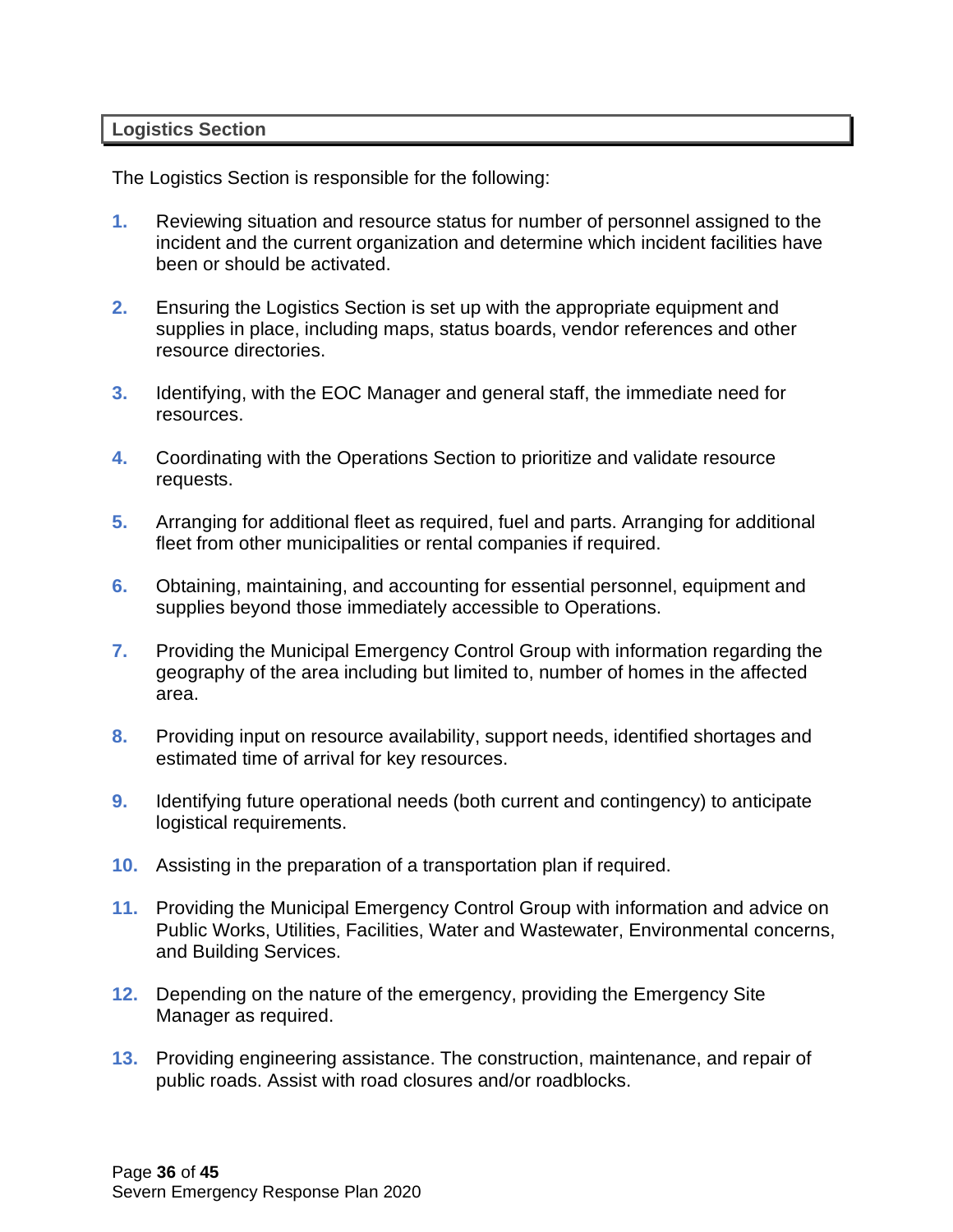## Logistics Section

The Logistics Section is responsible for the following:

1. Reviewing situation and resource status for number of personnel assigned to the incident and the current organization and determine which incident facilities have been or should be activated.

2. Ensuring the Logistics Section is set up with the appropriate equipment and supplies in place, including maps, status boards, vendor references and other resource directories.

3. Identifying, with the EOC Manager and general staff, the immediate need for resources.

4. Coordinating with the Operations Section to prioritize and validate resource requests.

5. Arranging for additional fleet as required, fuel and parts. Arranging for additional fleet from other municipalities or rental companies if required.

6. Obtaining, maintaining, and accounting for essential personnel, equipment and supplies beyond those immediately accessible to Operations.

7. Providing the Municipal Emergency Control Group with information regarding the geography of the area including but limited to, number of homes in the affected area.

8. Providing input on resource availability, support needs, identified shortages and estimated time of arrival for key resources.

9. Identifying future operational needs (both current and contingency) to anticipate logistical requirements.

10. Assisting in the preparation of a transportation plan if required.

11. Providing the Municipal Emergency Control Group with information and advice on Public Works, Utilities, Facilities, Water and Wastewater, Environmental concerns, and Building Services.

12. Depending on the nature of the emergency, providing the Emergency Site Manager as required.

13. Providing engineering assistance. The construction, maintenance, and repair of public roads. Assist with road closures and/or roadblocks.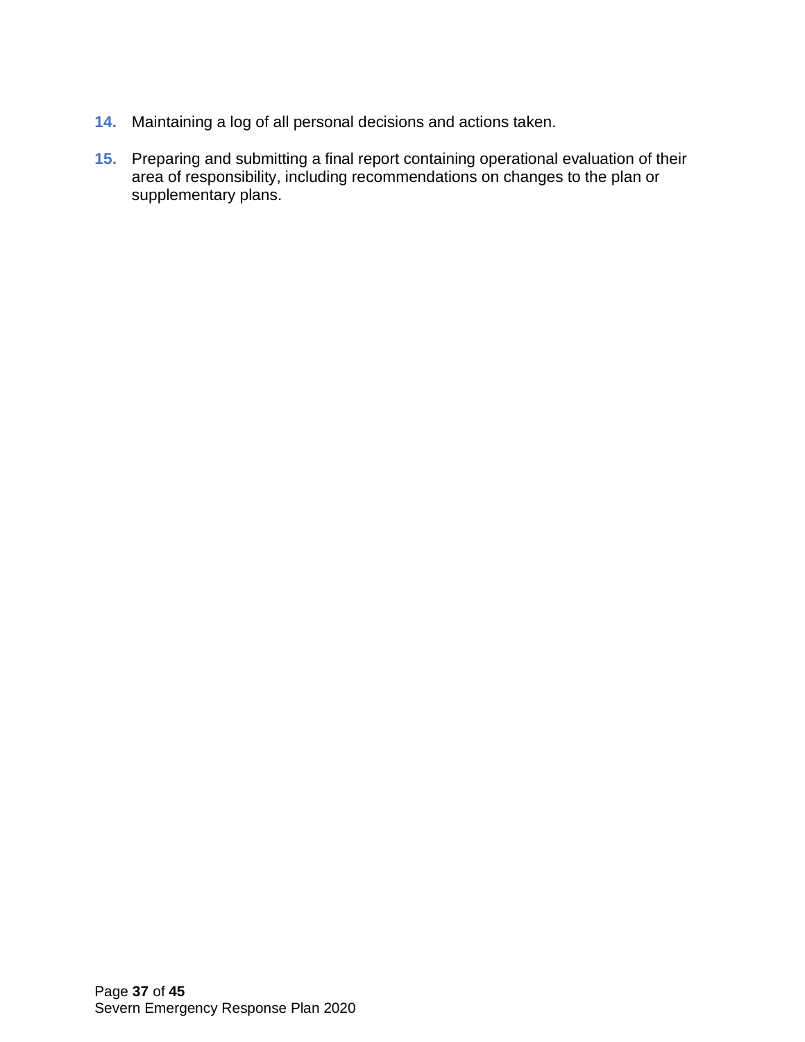14. Maintaining a log of all personal decisions and actions taken.

15. Preparing and submitting a final report containing operational evaluation of their area of responsibility, including recommendations on changes to the plan or supplementary plans.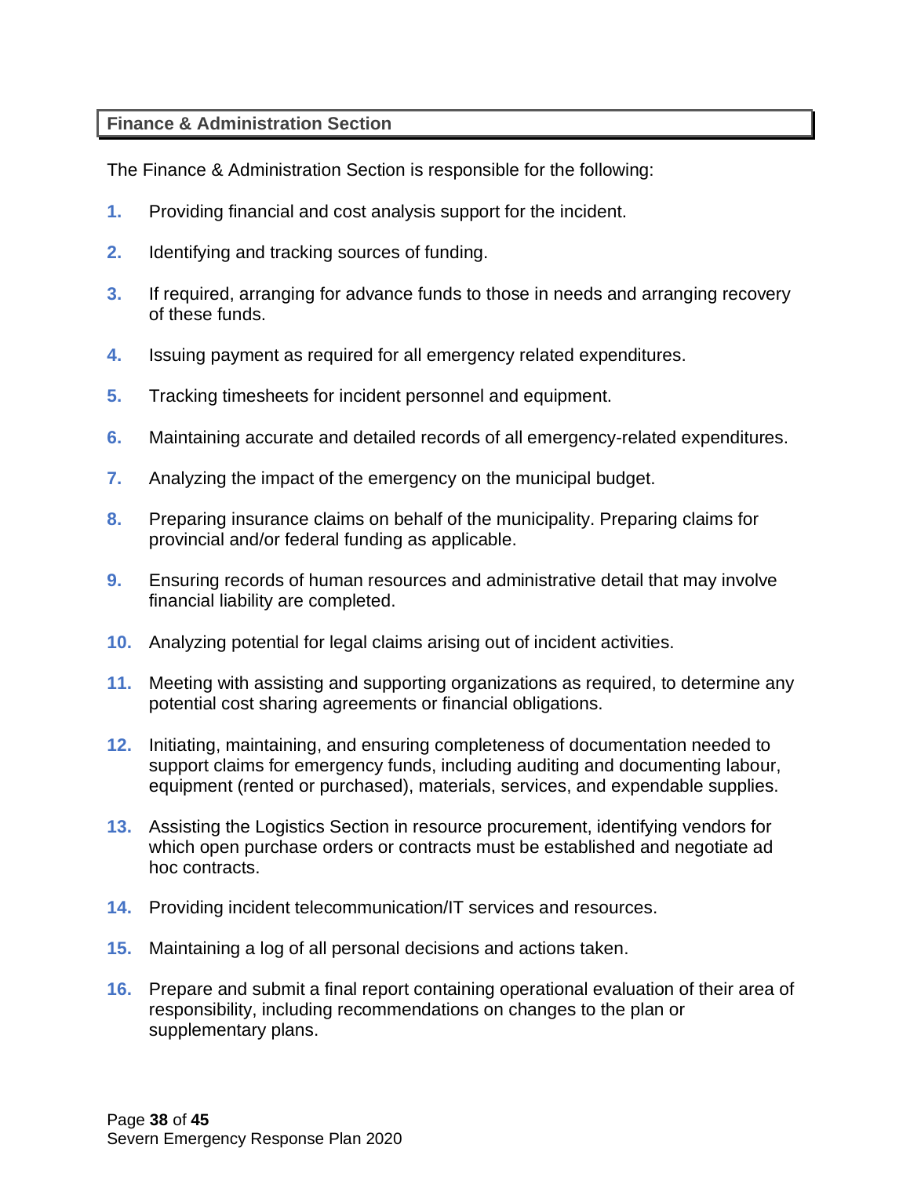## Finance & Administration Section

The Finance & Administration Section is responsible for the following:

1. Providing financial and cost analysis support for the incident.
2. Identifying and tracking sources of funding.
3. If required, arranging for advance funds to those in needs and arranging recovery of these funds.
4. Issuing payment as required for all emergency related expenditures.
5. Tracking timesheets for incident personnel and equipment.
6. Maintaining accurate and detailed records of all emergency-related expenditures.
7. Analyzing the impact of the emergency on the municipal budget.
8. Preparing insurance claims on behalf of the municipality. Preparing claims for provincial and/or federal funding as applicable.
9. Ensuring records of human resources and administrative detail that may involve financial liability are completed.
10. Analyzing potential for legal claims arising out of incident activities.
11. Meeting with assisting and supporting organizations as required, to determine any potential cost sharing agreements or financial obligations.
12. Initiating, maintaining, and ensuring completeness of documentation needed to support claims for emergency funds, including auditing and documenting labour, equipment (rented or purchased), materials, services, and expendable supplies.
13. Assisting the Logistics Section in resource procurement, identifying vendors for which open purchase orders or contracts must be established and negotiate ad hoc contracts.
14. Providing incident telecommunication/IT services and resources.
15. Maintaining a log of all personal decisions and actions taken.
16. Prepare and submit a final report containing operational evaluation of their area of responsibility, including recommendations on changes to the plan or supplementary plans.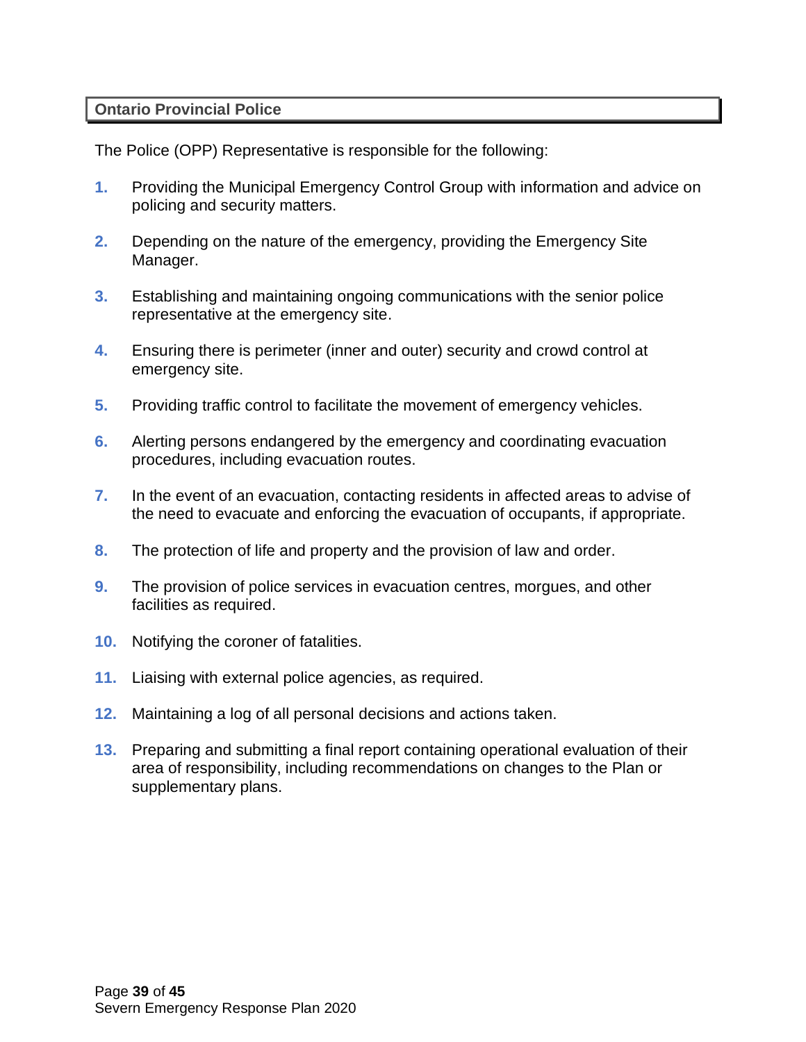## Ontario Provincial Police

The Police (OPP) Representative is responsible for the following:

1. Providing the Municipal Emergency Control Group with information and advice on policing and security matters.
2. Depending on the nature of the emergency, providing the Emergency Site Manager.
3. Establishing and maintaining ongoing communications with the senior police representative at the emergency site.
4. Ensuring there is perimeter (inner and outer) security and crowd control at emergency site.
5. Providing traffic control to facilitate the movement of emergency vehicles.
6. Alerting persons endangered by the emergency and coordinating evacuation procedures, including evacuation routes.
7. In the event of an evacuation, contacting residents in affected areas to advise of the need to evacuate and enforcing the evacuation of occupants, if appropriate.
8. The protection of life and property and the provision of law and order.
9. The provision of police services in evacuation centres, morgues, and other facilities as required.
10. Notifying the coroner of fatalities.
11. Liaising with external police agencies, as required.
12. Maintaining a log of all personal decisions and actions taken.
13. Preparing and submitting a final report containing operational evaluation of their area of responsibility, including recommendations on changes to the Plan or supplementary plans.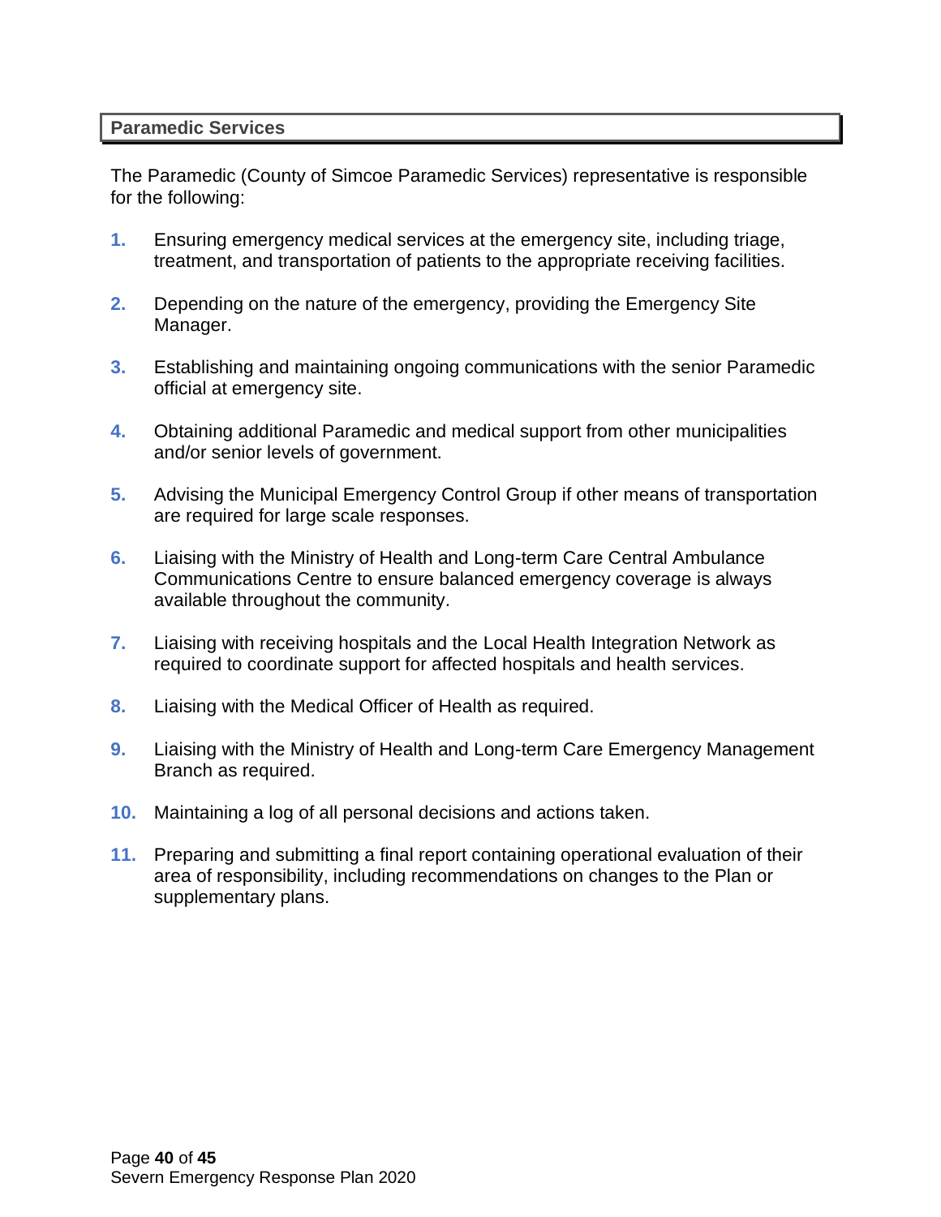## Paramedic Services

The Paramedic (County of Simcoe Paramedic Services) representative is responsible for the following:

1. Ensuring emergency medical services at the emergency site, including triage, treatment, and transportation of patients to the appropriate receiving facilities.

2. Depending on the nature of the emergency, providing the Emergency Site Manager.

3. Establishing and maintaining ongoing communications with the senior Paramedic official at emergency site.

4. Obtaining additional Paramedic and medical support from other municipalities and/or senior levels of government.

5. Advising the Municipal Emergency Control Group if other means of transportation are required for large scale responses.

6. Liaising with the Ministry of Health and Long-term Care Central Ambulance Communications Centre to ensure balanced emergency coverage is always available throughout the community.

7. Liaising with receiving hospitals and the Local Health Integration Network as required to coordinate support for affected hospitals and health services.

8. Liaising with the Medical Officer of Health as required.

9. Liaising with the Ministry of Health and Long-term Care Emergency Management Branch as required.

10. Maintaining a log of all personal decisions and actions taken.

11. Preparing and submitting a final report containing operational evaluation of their area of responsibility, including recommendations on changes to the Plan or supplementary plans.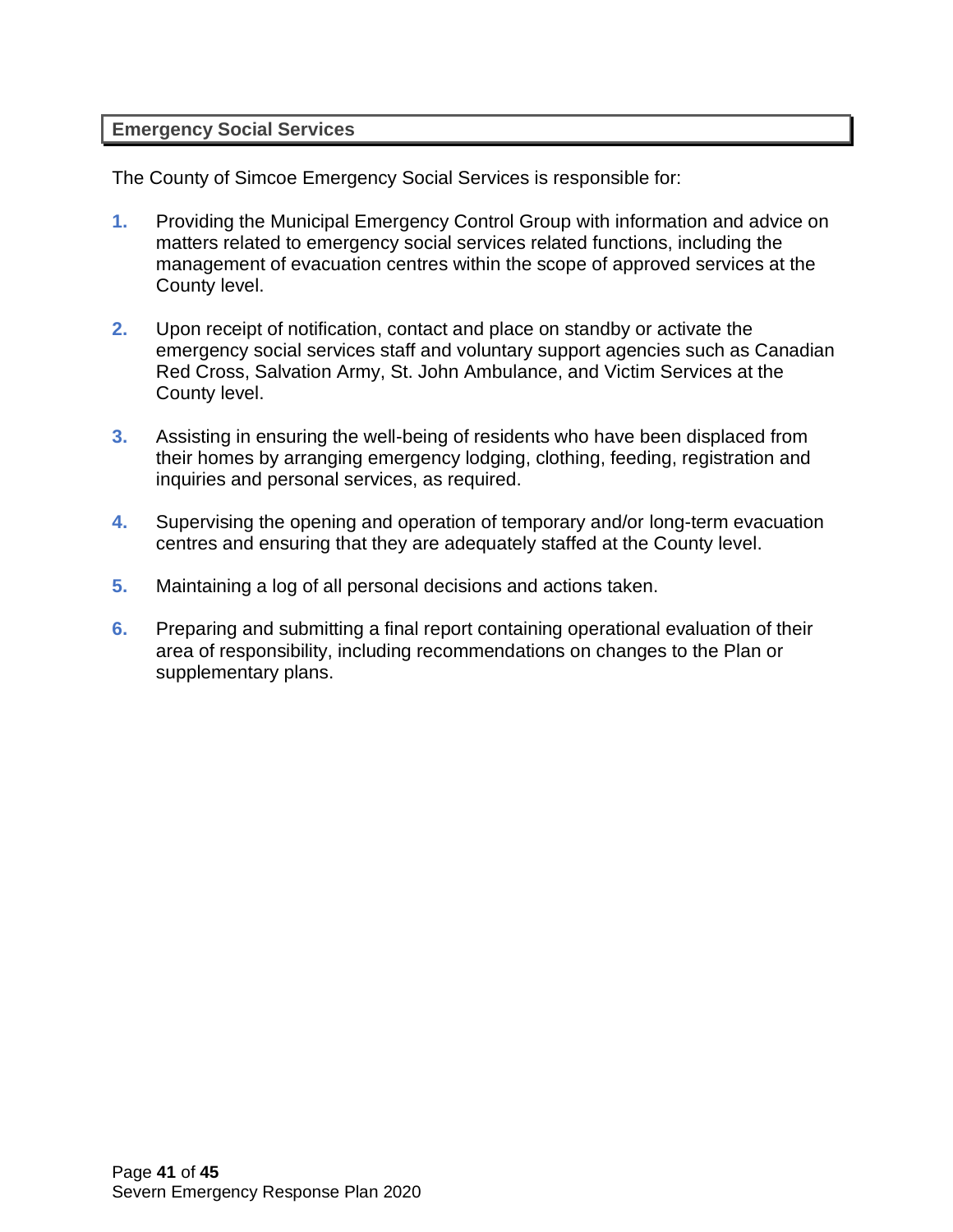## Emergency Social Services

The County of Simcoe Emergency Social Services is responsible for:

1. Providing the Municipal Emergency Control Group with information and advice on matters related to emergency social services related functions, including the management of evacuation centres within the scope of approved services at the County level.

2. Upon receipt of notification, contact and place on standby or activate the emergency social services staff and voluntary support agencies such as Canadian Red Cross, Salvation Army, St. John Ambulance, and Victim Services at the County level.

3. Assisting in ensuring the well-being of residents who have been displaced from their homes by arranging emergency lodging, clothing, feeding, registration and inquiries and personal services, as required.

4. Supervising the opening and operation of temporary and/or long-term evacuation centres and ensuring that they are adequately staffed at the County level.

5. Maintaining a log of all personal decisions and actions taken.

6. Preparing and submitting a final report containing operational evaluation of their area of responsibility, including recommendations on changes to the Plan or supplementary plans.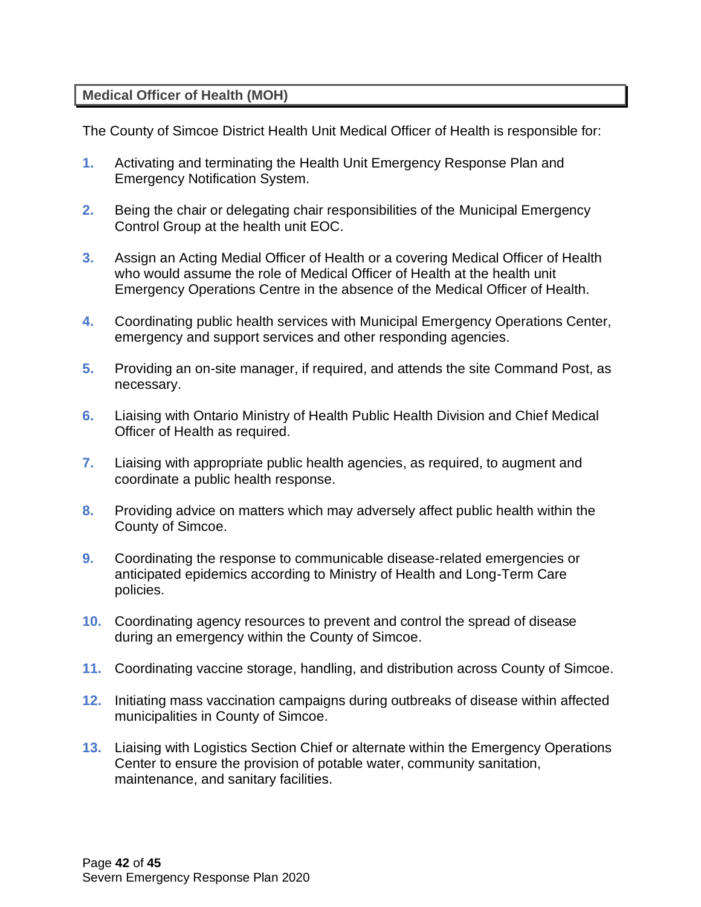**Medical Officer of Health (MOH)**

The County of Simcoe District Health Unit Medical Officer of Health is responsible for:

1. Activating and terminating the Health Unit Emergency Response Plan and Emergency Notification System.
2. Being the chair or delegating chair responsibilities of the Municipal Emergency Control Group at the health unit EOC.
3. Assign an Acting Medial Officer of Health or a covering Medical Officer of Health who would assume the role of Medical Officer of Health at the health unit Emergency Operations Centre in the absence of the Medical Officer of Health.
4. Coordinating public health services with Municipal Emergency Operations Center, emergency and support services and other responding agencies.
5. Providing an on-site manager, if required, and attends the site Command Post, as necessary.
6. Liaising with Ontario Ministry of Health Public Health Division and Chief Medical Officer of Health as required.
7. Liaising with appropriate public health agencies, as required, to augment and coordinate a public health response.
8. Providing advice on matters which may adversely affect public health within the County of Simcoe.
9. Coordinating the response to communicable disease-related emergencies or anticipated epidemics according to Ministry of Health and Long-Term Care policies.
10. Coordinating agency resources to prevent and control the spread of disease during an emergency within the County of Simcoe.
11. Coordinating vaccine storage, handling, and distribution across County of Simcoe.
12. Initiating mass vaccination campaigns during outbreaks of disease within affected municipalities in County of Simcoe.
13. Liaising with Logistics Section Chief or alternate within the Emergency Operations Center to ensure the provision of potable water, community sanitation, maintenance, and sanitary facilities.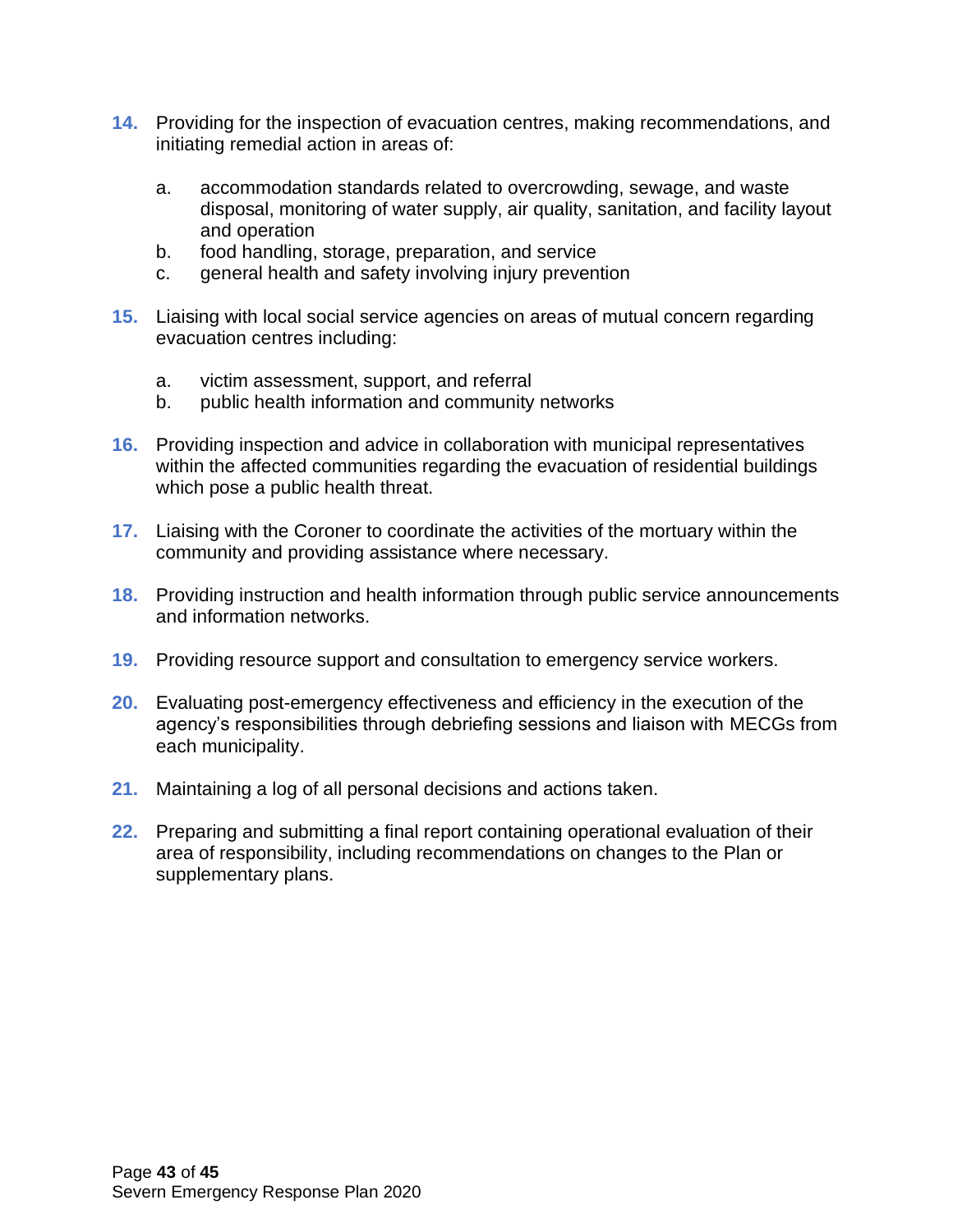14. Providing for the inspection of evacuation centres, making recommendations, and initiating remedial action in areas of:

    a. accommodation standards related to overcrowding, sewage, and waste disposal, monitoring of water supply, air quality, sanitation, and facility layout and operation
    b. food handling, storage, preparation, and service
    c. general health and safety involving injury prevention

15. Liaising with local social service agencies on areas of mutual concern regarding evacuation centres including:

    a. victim assessment, support, and referral
    b. public health information and community networks

16. Providing inspection and advice in collaboration with municipal representatives within the affected communities regarding the evacuation of residential buildings which pose a public health threat.

17. Liaising with the Coroner to coordinate the activities of the mortuary within the community and providing assistance where necessary.

18. Providing instruction and health information through public service announcements and information networks.

19. Providing resource support and consultation to emergency service workers.

20. Evaluating post-emergency effectiveness and efficiency in the execution of the agency's responsibilities through debriefing sessions and liaison with MECGs from each municipality.

21. Maintaining a log of all personal decisions and actions taken.

22. Preparing and submitting a final report containing operational evaluation of their area of responsibility, including recommendations on changes to the Plan or supplementary plans.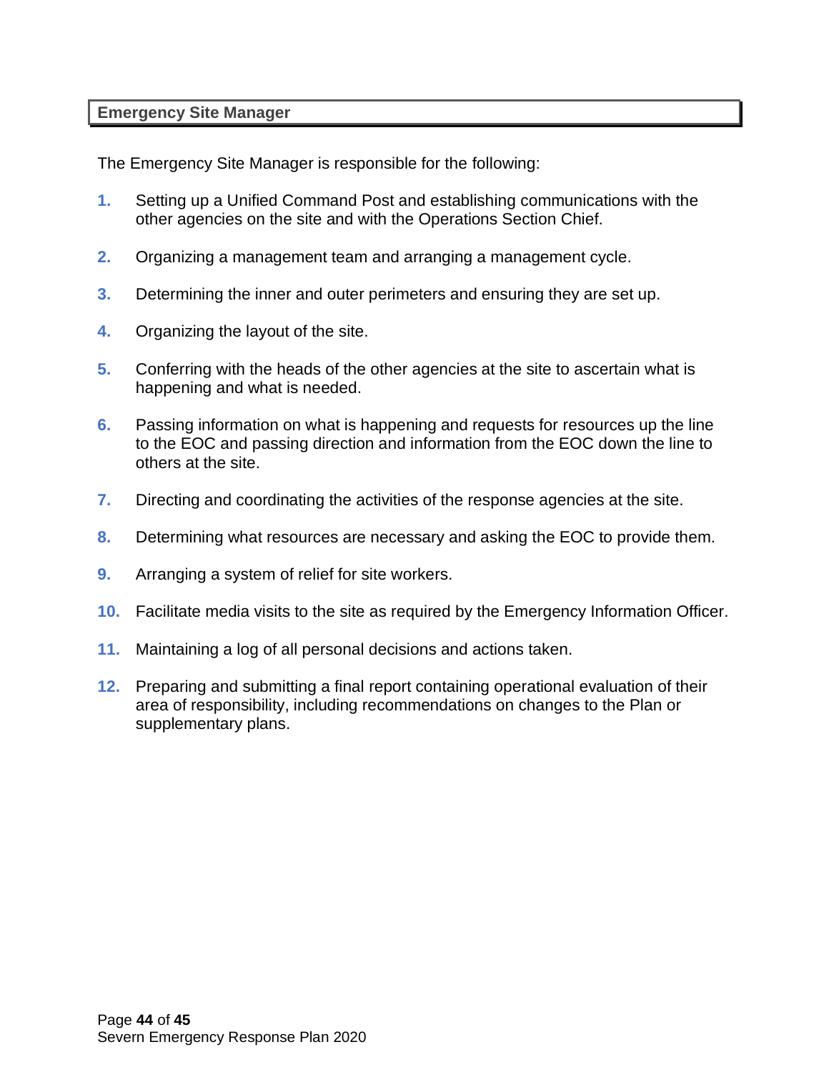## Emergency Site Manager

The Emergency Site Manager is responsible for the following:

1. Setting up a Unified Command Post and establishing communications with the other agencies on the site and with the Operations Section Chief.

2. Organizing a management team and arranging a management cycle.

3. Determining the inner and outer perimeters and ensuring they are set up.

4. Organizing the layout of the site.

5. Conferring with the heads of the other agencies at the site to ascertain what is happening and what is needed.

6. Passing information on what is happening and requests for resources up the line to the EOC and passing direction and information from the EOC down the line to others at the site.

7. Directing and coordinating the activities of the response agencies at the site.

8. Determining what resources are necessary and asking the EOC to provide them.

9. Arranging a system of relief for site workers.

10. Facilitate media visits to the site as required by the Emergency Information Officer.

11. Maintaining a log of all personal decisions and actions taken.

12. Preparing and submitting a final report containing operational evaluation of their area of responsibility, including recommendations on changes to the Plan or supplementary plans.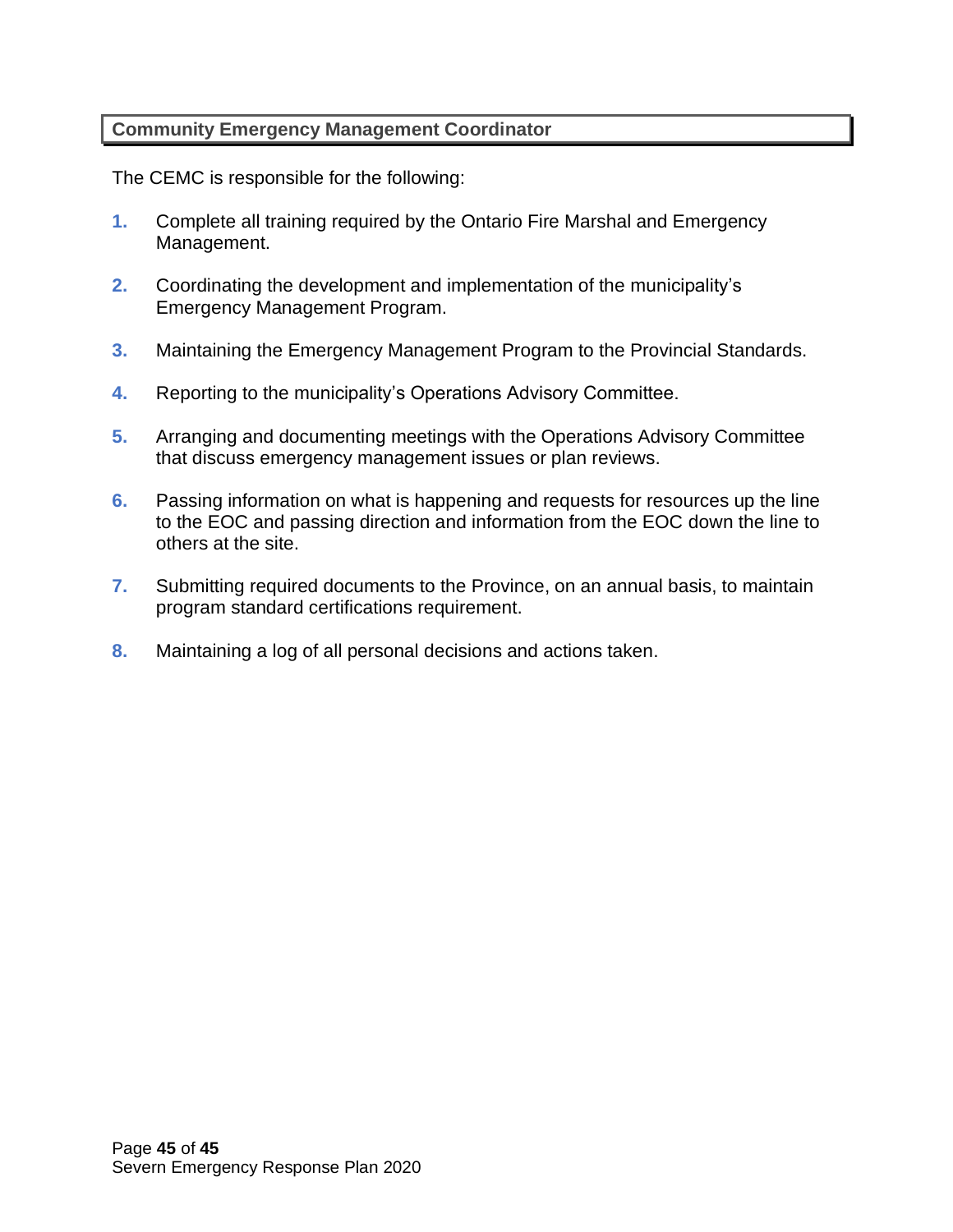## Community Emergency Management Coordinator

The CEMC is responsible for the following:

1. Complete all training required by the Ontario Fire Marshal and Emergency Management.

2. Coordinating the development and implementation of the municipality's Emergency Management Program.

3. Maintaining the Emergency Management Program to the Provincial Standards.

4. Reporting to the municipality's Operations Advisory Committee.

5. Arranging and documenting meetings with the Operations Advisory Committee that discuss emergency management issues or plan reviews.

6. Passing information on what is happening and requests for resources up the line to the EOC and passing direction and information from the EOC down the line to others at the site.

7. Submitting required documents to the Province, on an annual basis, to maintain program standard certifications requirement.

8. Maintaining a log of all personal decisions and actions taken.